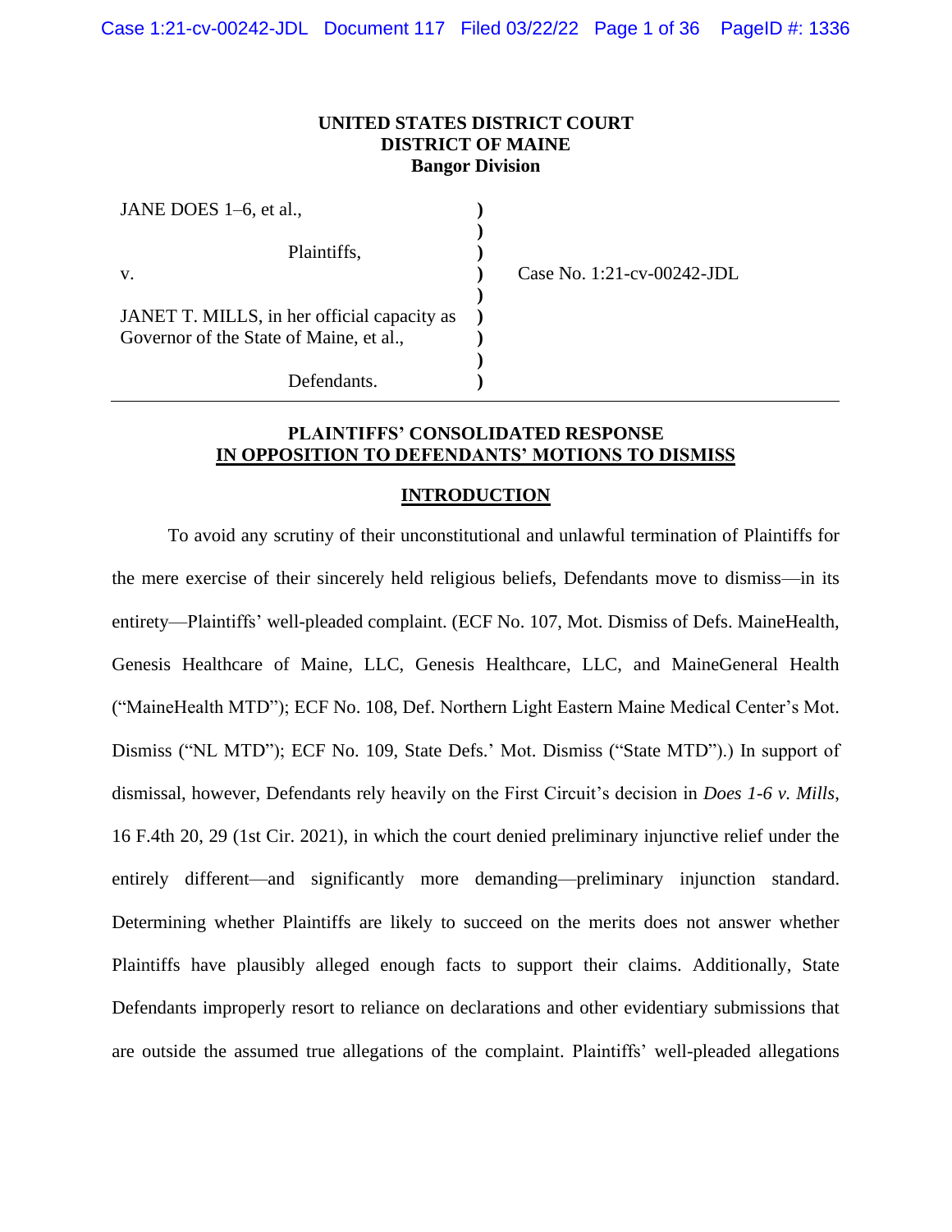**UNITED STATES DISTRICT COURT**
**DISTRICT OF MAINE**
**Bangor Division**

| | | |
|---|---|---|
| JANE DOES 1–6, et al., | ) | |
| | ) | |
| Plaintiffs, | ) | |
| v. | ) | Case No. 1:21-cv-00242-JDL |
| | ) | |
| JANET T. MILLS, in her official capacity as Governor of the State of Maine, et al., | ) | |
| | ) | |
| Defendants. | ) | |

**PLAINTIFFS' CONSOLIDATED RESPONSE**
**IN OPPOSITION TO DEFENDANTS' MOTIONS TO DISMISS**

## INTRODUCTION

To avoid any scrutiny of their unconstitutional and unlawful termination of Plaintiffs for the mere exercise of their sincerely held religious beliefs, Defendants move to dismiss—in its entirety—Plaintiffs' well-pleaded complaint. (ECF No. 107, Mot. Dismiss of Defs. MaineHealth, Genesis Healthcare of Maine, LLC, Genesis Healthcare, LLC, and MaineGeneral Health ("MaineHealth MTD"); ECF No. 108, Def. Northern Light Eastern Maine Medical Center's Mot. Dismiss ("NL MTD"); ECF No. 109, State Defs.' Mot. Dismiss ("State MTD").) In support of dismissal, however, Defendants rely heavily on the First Circuit's decision in *Does 1-6 v. Mills*, 16 F.4th 20, 29 (1st Cir. 2021), in which the court denied preliminary injunctive relief under the entirely different—and significantly more demanding—preliminary injunction standard. Determining whether Plaintiffs are likely to succeed on the merits does not answer whether Plaintiffs have plausibly alleged enough facts to support their claims. Additionally, State Defendants improperly resort to reliance on declarations and other evidentiary submissions that are outside the assumed true allegations of the complaint. Plaintiffs' well-pleaded allegations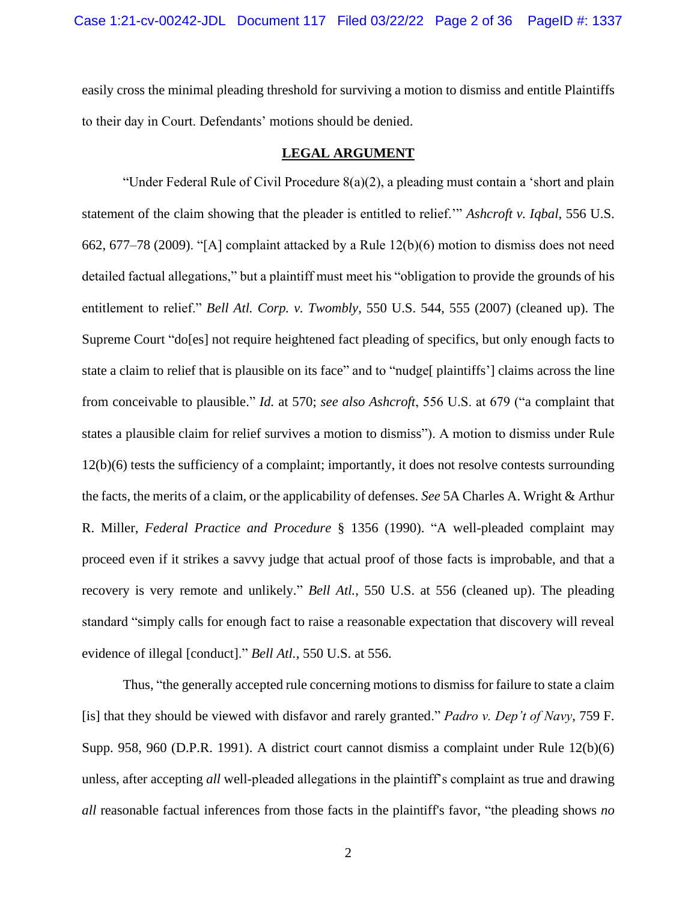easily cross the minimal pleading threshold for surviving a motion to dismiss and entitle Plaintiffs to their day in Court. Defendants' motions should be denied.

## **LEGAL ARGUMENT**

"Under Federal Rule of Civil Procedure 8(a)(2), a pleading must contain a 'short and plain statement of the claim showing that the pleader is entitled to relief.'" *Ashcroft v. Iqbal*, 556 U.S. 662, 677–78 (2009). "[A] complaint attacked by a Rule 12(b)(6) motion to dismiss does not need detailed factual allegations," but a plaintiff must meet his "obligation to provide the grounds of his entitlement to relief." *Bell Atl. Corp. v. Twombly*, 550 U.S. 544, 555 (2007) (cleaned up). The Supreme Court "do[es] not require heightened fact pleading of specifics, but only enough facts to state a claim to relief that is plausible on its face" and to "nudge[ plaintiffs'] claims across the line from conceivable to plausible." *Id.* at 570; *see also Ashcroft*, 556 U.S. at 679 ("a complaint that states a plausible claim for relief survives a motion to dismiss"). A motion to dismiss under Rule 12(b)(6) tests the sufficiency of a complaint; importantly, it does not resolve contests surrounding the facts, the merits of a claim, or the applicability of defenses. *See* 5A Charles A. Wright & Arthur R. Miller, *Federal Practice and Procedure* § 1356 (1990). "A well-pleaded complaint may proceed even if it strikes a savvy judge that actual proof of those facts is improbable, and that a recovery is very remote and unlikely." *Bell Atl.*, 550 U.S. at 556 (cleaned up). The pleading standard "simply calls for enough fact to raise a reasonable expectation that discovery will reveal evidence of illegal [conduct]." *Bell Atl.*, 550 U.S. at 556.

Thus, "the generally accepted rule concerning motions to dismiss for failure to state a claim [is] that they should be viewed with disfavor and rarely granted." *Padro v. Dep't of Navy*, 759 F. Supp. 958, 960 (D.P.R. 1991). A district court cannot dismiss a complaint under Rule 12(b)(6) unless, after accepting *all* well-pleaded allegations in the plaintiff's complaint as true and drawing *all* reasonable factual inferences from those facts in the plaintiff's favor, "the pleading shows *no*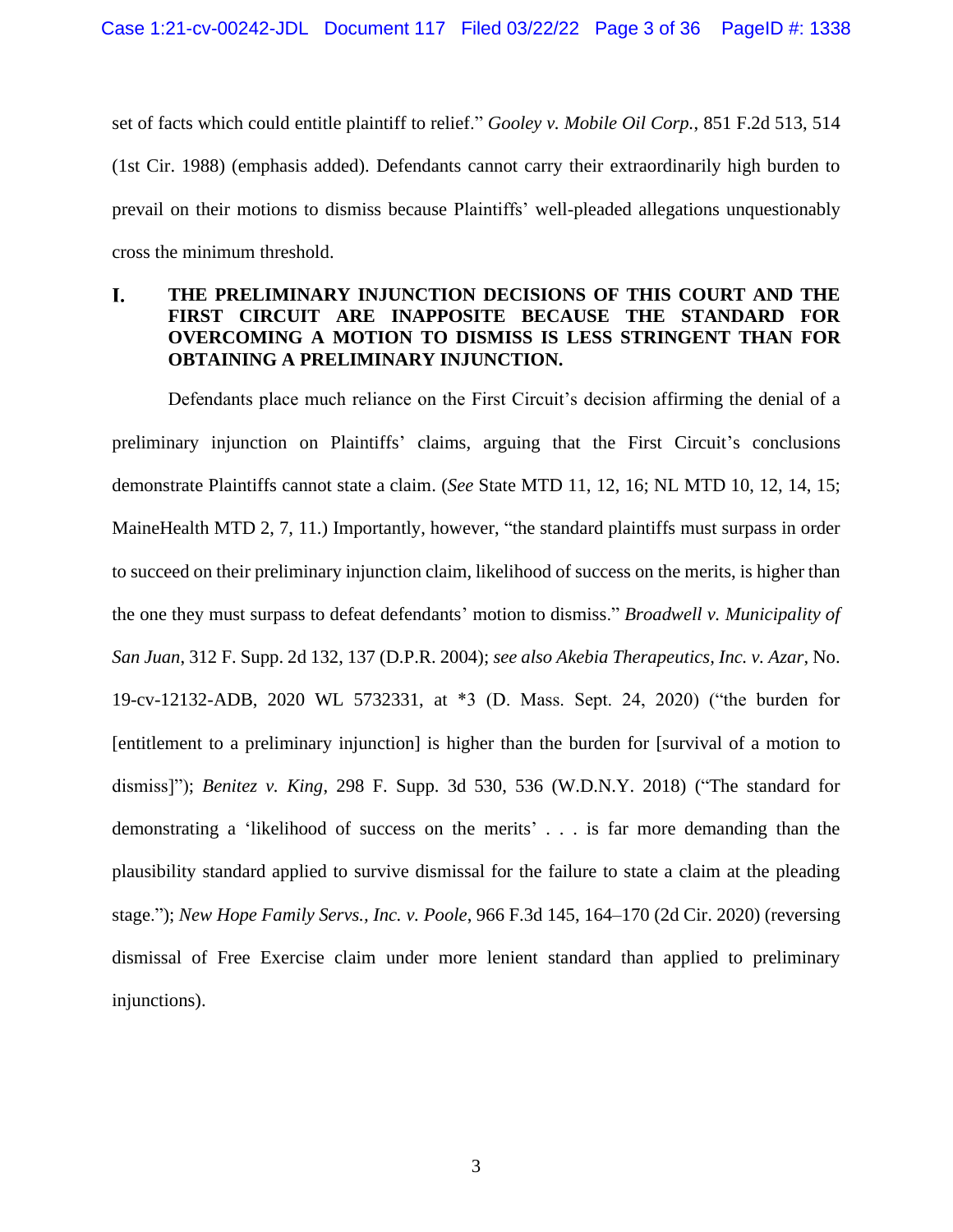set of facts which could entitle plaintiff to relief." *Gooley v. Mobile Oil Corp.*, 851 F.2d 513, 514 (1st Cir. 1988) (emphasis added). Defendants cannot carry their extraordinarily high burden to prevail on their motions to dismiss because Plaintiffs' well-pleaded allegations unquestionably cross the minimum threshold.

## I. THE PRELIMINARY INJUNCTION DECISIONS OF THIS COURT AND THE FIRST CIRCUIT ARE INAPPOSITE BECAUSE THE STANDARD FOR OVERCOMING A MOTION TO DISMISS IS LESS STRINGENT THAN FOR OBTAINING A PRELIMINARY INJUNCTION.

Defendants place much reliance on the First Circuit's decision affirming the denial of a preliminary injunction on Plaintiffs' claims, arguing that the First Circuit's conclusions demonstrate Plaintiffs cannot state a claim. (*See* State MTD 11, 12, 16; NL MTD 10, 12, 14, 15; MaineHealth MTD 2, 7, 11.) Importantly, however, "the standard plaintiffs must surpass in order to succeed on their preliminary injunction claim, likelihood of success on the merits, is higher than the one they must surpass to defeat defendants' motion to dismiss." *Broadwell v. Municipality of San Juan*, 312 F. Supp. 2d 132, 137 (D.P.R. 2004); *see also Akebia Therapeutics, Inc. v. Azar*, No. 19-cv-12132-ADB, 2020 WL 5732331, at *3 (D. Mass. Sept. 24, 2020) ("the burden for [entitlement to a preliminary injunction] is higher than the burden for [survival of a motion to dismiss]"); *Benitez v. King*, 298 F. Supp. 3d 530, 536 (W.D.N.Y. 2018) ("The standard for demonstrating a 'likelihood of success on the merits' . . . is far more demanding than the plausibility standard applied to survive dismissal for the failure to state a claim at the pleading stage."); *New Hope Family Servs., Inc. v. Poole*, 966 F.3d 145, 164–170 (2d Cir. 2020) (reversing dismissal of Free Exercise claim under more lenient standard than applied to preliminary injunctions).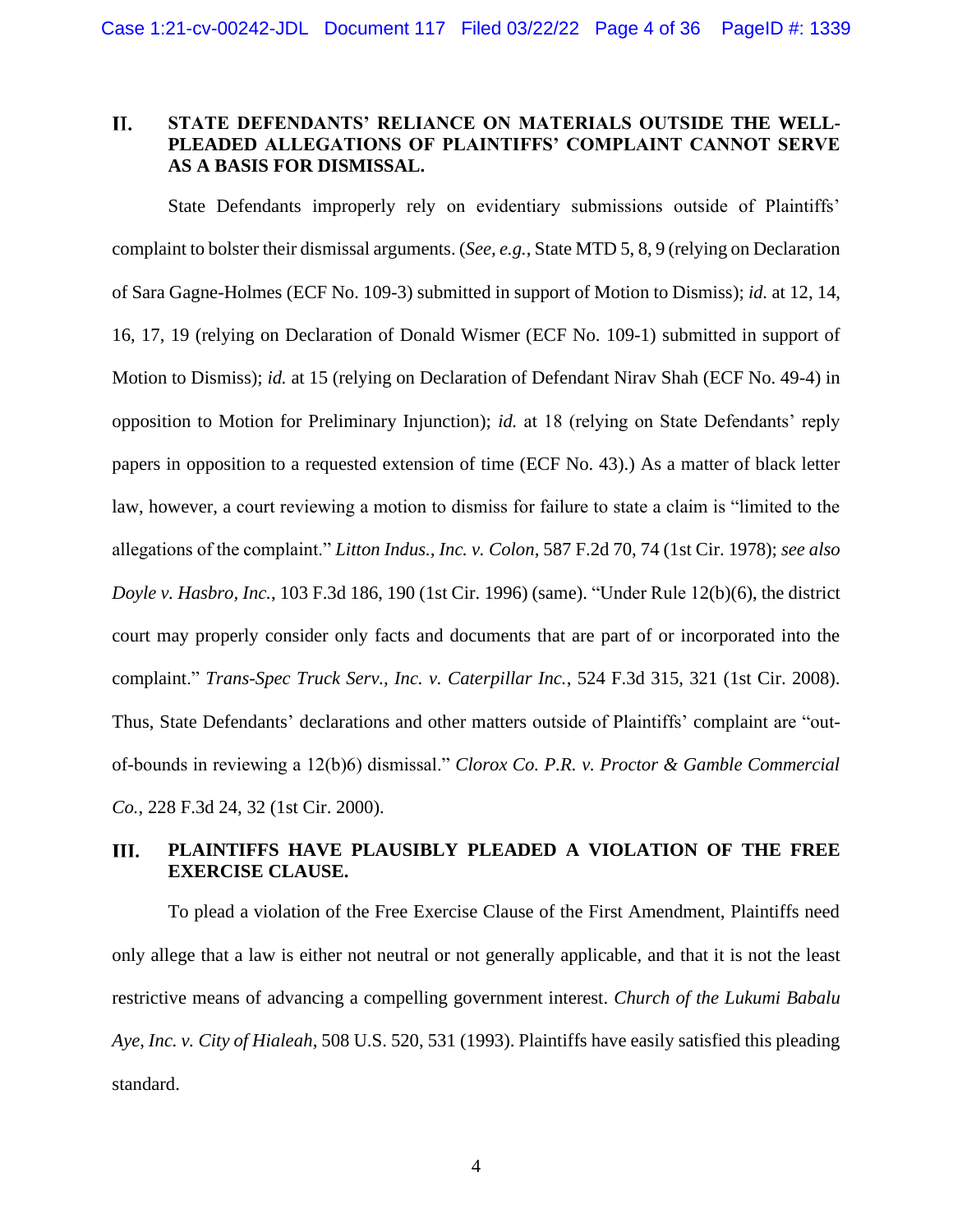## II. STATE DEFENDANTS' RELIANCE ON MATERIALS OUTSIDE THE WELL-PLEADED ALLEGATIONS OF PLAINTIFFS' COMPLAINT CANNOT SERVE AS A BASIS FOR DISMISSAL.

State Defendants improperly rely on evidentiary submissions outside of Plaintiffs' complaint to bolster their dismissal arguments. (*See, e.g.*, State MTD 5, 8, 9 (relying on Declaration of Sara Gagne-Holmes (ECF No. 109-3) submitted in support of Motion to Dismiss); *id.* at 12, 14, 16, 17, 19 (relying on Declaration of Donald Wismer (ECF No. 109-1) submitted in support of Motion to Dismiss); *id.* at 15 (relying on Declaration of Defendant Nirav Shah (ECF No. 49-4) in opposition to Motion for Preliminary Injunction); *id.* at 18 (relying on State Defendants' reply papers in opposition to a requested extension of time (ECF No. 43).) As a matter of black letter law, however, a court reviewing a motion to dismiss for failure to state a claim is "limited to the allegations of the complaint." *Litton Indus., Inc. v. Colon*, 587 F.2d 70, 74 (1st Cir. 1978); *see also Doyle v. Hasbro, Inc.*, 103 F.3d 186, 190 (1st Cir. 1996) (same). "Under Rule 12(b)(6), the district court may properly consider only facts and documents that are part of or incorporated into the complaint." *Trans-Spec Truck Serv., Inc. v. Caterpillar Inc.*, 524 F.3d 315, 321 (1st Cir. 2008). Thus, State Defendants' declarations and other matters outside of Plaintiffs' complaint are "out-of-bounds in reviewing a 12(b)6) dismissal." *Clorox Co. P.R. v. Proctor & Gamble Commercial Co.*, 228 F.3d 24, 32 (1st Cir. 2000).

## III. PLAINTIFFS HAVE PLAUSIBLY PLEADED A VIOLATION OF THE FREE EXERCISE CLAUSE.

To plead a violation of the Free Exercise Clause of the First Amendment, Plaintiffs need only allege that a law is either not neutral or not generally applicable, and that it is not the least restrictive means of advancing a compelling government interest. *Church of the Lukumi Babalu Aye, Inc. v. City of Hialeah*, 508 U.S. 520, 531 (1993). Plaintiffs have easily satisfied this pleading standard.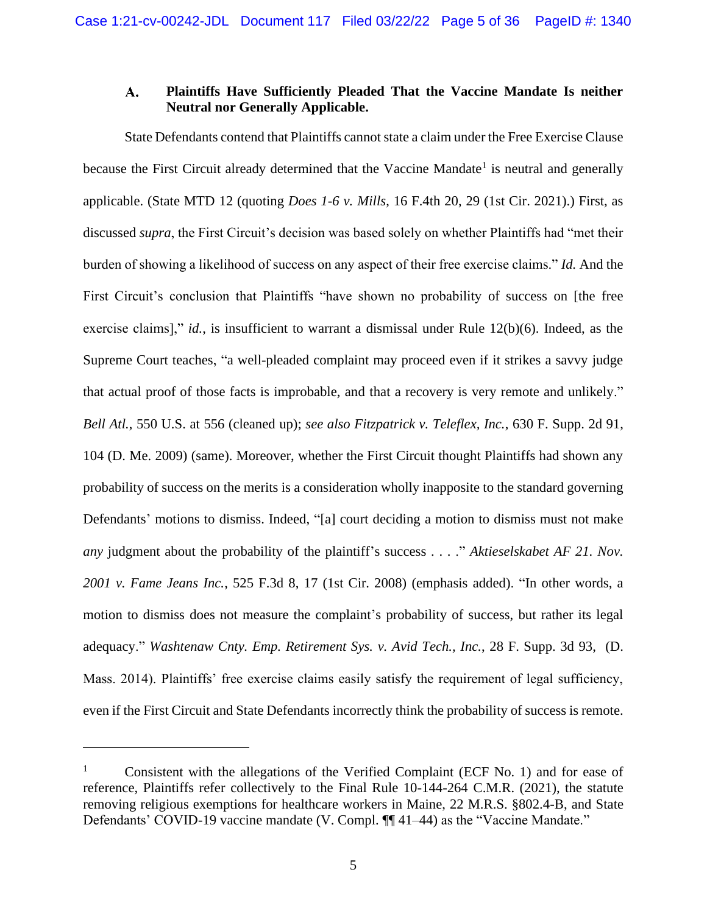### A. Plaintiffs Have Sufficiently Pleaded That the Vaccine Mandate Is neither Neutral nor Generally Applicable.

State Defendants contend that Plaintiffs cannot state a claim under the Free Exercise Clause because the First Circuit already determined that the Vaccine Mandate[1] is neutral and generally applicable. (State MTD 12 (quoting *Does 1-6 v. Mills*, 16 F.4th 20, 29 (1st Cir. 2021).) First, as discussed *supra*, the First Circuit's decision was based solely on whether Plaintiffs had "met their burden of showing a likelihood of success on any aspect of their free exercise claims." *Id.* And the First Circuit's conclusion that Plaintiffs "have shown no probability of success on [the free exercise claims]," *id.*, is insufficient to warrant a dismissal under Rule 12(b)(6). Indeed, as the Supreme Court teaches, "a well-pleaded complaint may proceed even if it strikes a savvy judge that actual proof of those facts is improbable, and that a recovery is very remote and unlikely." *Bell Atl.*, 550 U.S. at 556 (cleaned up); *see also Fitzpatrick v. Teleflex, Inc.*, 630 F. Supp. 2d 91, 104 (D. Me. 2009) (same). Moreover, whether the First Circuit thought Plaintiffs had shown any probability of success on the merits is a consideration wholly inapposite to the standard governing Defendants' motions to dismiss. Indeed, "[a] court deciding a motion to dismiss must not make *any* judgment about the probability of the plaintiff's success . . . ." *Aktieselskabet AF 21. Nov. 2001 v. Fame Jeans Inc.*, 525 F.3d 8, 17 (1st Cir. 2008) (emphasis added). "In other words, a motion to dismiss does not measure the complaint's probability of success, but rather its legal adequacy." *Washtenaw Cnty. Emp. Retirement Sys. v. Avid Tech., Inc.*, 28 F. Supp. 3d 93, (D. Mass. 2014). Plaintiffs' free exercise claims easily satisfy the requirement of legal sufficiency, even if the First Circuit and State Defendants incorrectly think the probability of success is remote.

---

[1] Consistent with the allegations of the Verified Complaint (ECF No. 1) and for ease of reference, Plaintiffs refer collectively to the Final Rule 10-144-264 C.M.R. (2021), the statute removing religious exemptions for healthcare workers in Maine, 22 M.R.S. §802.4-B, and State Defendants' COVID-19 vaccine mandate (V. Compl. ¶¶ 41–44) as the "Vaccine Mandate."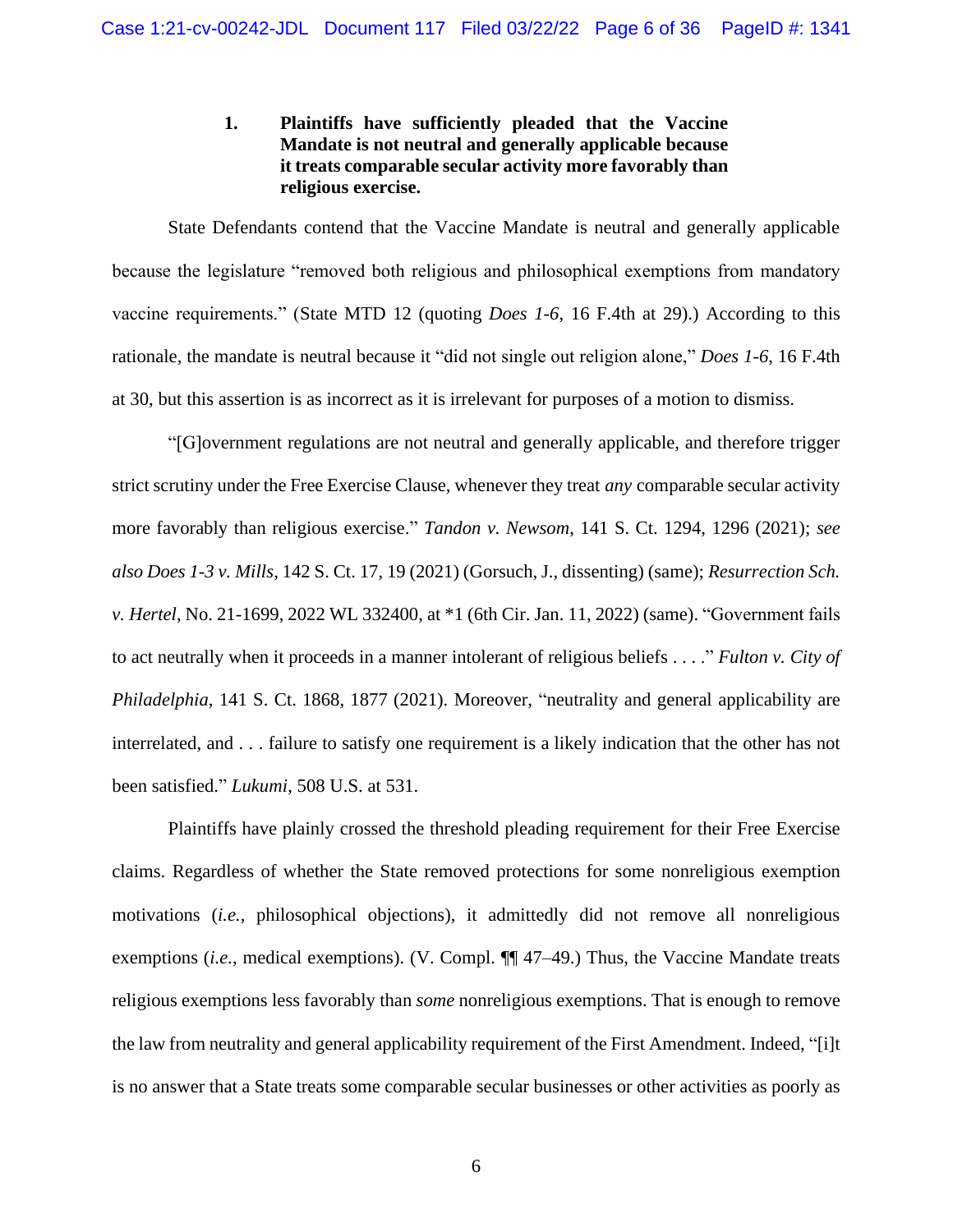### 1. Plaintiffs have sufficiently pleaded that the Vaccine Mandate is not neutral and generally applicable because it treats comparable secular activity more favorably than religious exercise.

State Defendants contend that the Vaccine Mandate is neutral and generally applicable because the legislature "removed both religious and philosophical exemptions from mandatory vaccine requirements." (State MTD 12 (quoting *Does 1-6*, 16 F.4th at 29).) According to this rationale, the mandate is neutral because it "did not single out religion alone," *Does 1-6*, 16 F.4th at 30, but this assertion is as incorrect as it is irrelevant for purposes of a motion to dismiss.

"[G]overnment regulations are not neutral and generally applicable, and therefore trigger strict scrutiny under the Free Exercise Clause, whenever they treat *any* comparable secular activity more favorably than religious exercise." *Tandon v. Newsom*, 141 S. Ct. 1294, 1296 (2021); *see also Does 1-3 v. Mills*, 142 S. Ct. 17, 19 (2021) (Gorsuch, J., dissenting) (same); *Resurrection Sch. v. Hertel*, No. 21-1699, 2022 WL 332400, at *1 (6th Cir. Jan. 11, 2022) (same). "Government fails to act neutrally when it proceeds in a manner intolerant of religious beliefs . . . ." *Fulton v. City of Philadelphia*, 141 S. Ct. 1868, 1877 (2021). Moreover, "neutrality and general applicability are interrelated, and . . . failure to satisfy one requirement is a likely indication that the other has not been satisfied." *Lukumi*, 508 U.S. at 531.

Plaintiffs have plainly crossed the threshold pleading requirement for their Free Exercise claims. Regardless of whether the State removed protections for some nonreligious exemption motivations (*i.e.*, philosophical objections), it admittedly did not remove all nonreligious exemptions (*i.e.*, medical exemptions). (V. Compl. ¶¶ 47–49.) Thus, the Vaccine Mandate treats religious exemptions less favorably than *some* nonreligious exemptions. That is enough to remove the law from neutrality and general applicability requirement of the First Amendment. Indeed, "[i]t is no answer that a State treats some comparable secular businesses or other activities as poorly as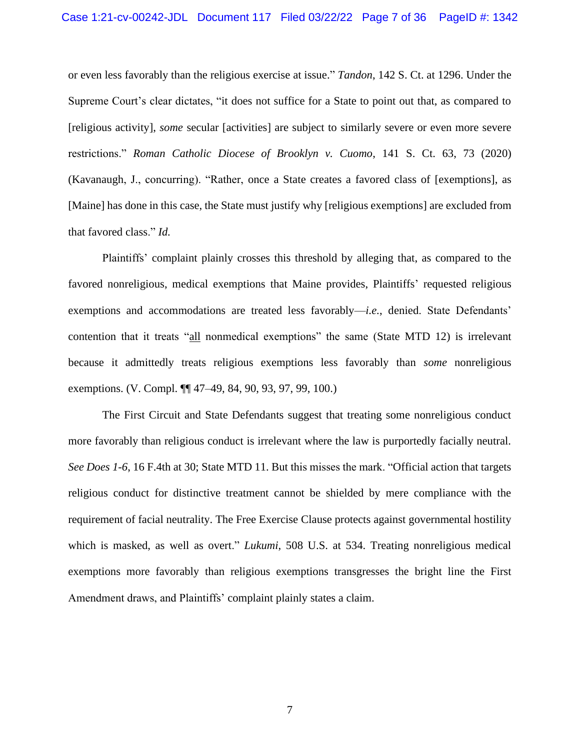or even less favorably than the religious exercise at issue." *Tandon*, 142 S. Ct. at 1296. Under the Supreme Court's clear dictates, "it does not suffice for a State to point out that, as compared to [religious activity], *some* secular [activities] are subject to similarly severe or even more severe restrictions." *Roman Catholic Diocese of Brooklyn v. Cuomo*, 141 S. Ct. 63, 73 (2020) (Kavanaugh, J., concurring). "Rather, once a State creates a favored class of [exemptions], as [Maine] has done in this case, the State must justify why [religious exemptions] are excluded from that favored class." *Id.*

Plaintiffs' complaint plainly crosses this threshold by alleging that, as compared to the favored nonreligious, medical exemptions that Maine provides, Plaintiffs' requested religious exemptions and accommodations are treated less favorably—*i.e.*, denied. State Defendants' contention that it treats "<u>all</u> nonmedical exemptions" the same (State MTD 12) is irrelevant because it admittedly treats religious exemptions less favorably than *some* nonreligious exemptions. (V. Compl. ¶¶ 47–49, 84, 90, 93, 97, 99, 100.)

The First Circuit and State Defendants suggest that treating some nonreligious conduct more favorably than religious conduct is irrelevant where the law is purportedly facially neutral. *See Does 1-6*, 16 F.4th at 30; State MTD 11. But this misses the mark. "Official action that targets religious conduct for distinctive treatment cannot be shielded by mere compliance with the requirement of facial neutrality. The Free Exercise Clause protects against governmental hostility which is masked, as well as overt." *Lukumi*, 508 U.S. at 534. Treating nonreligious medical exemptions more favorably than religious exemptions transgresses the bright line the First Amendment draws, and Plaintiffs' complaint plainly states a claim.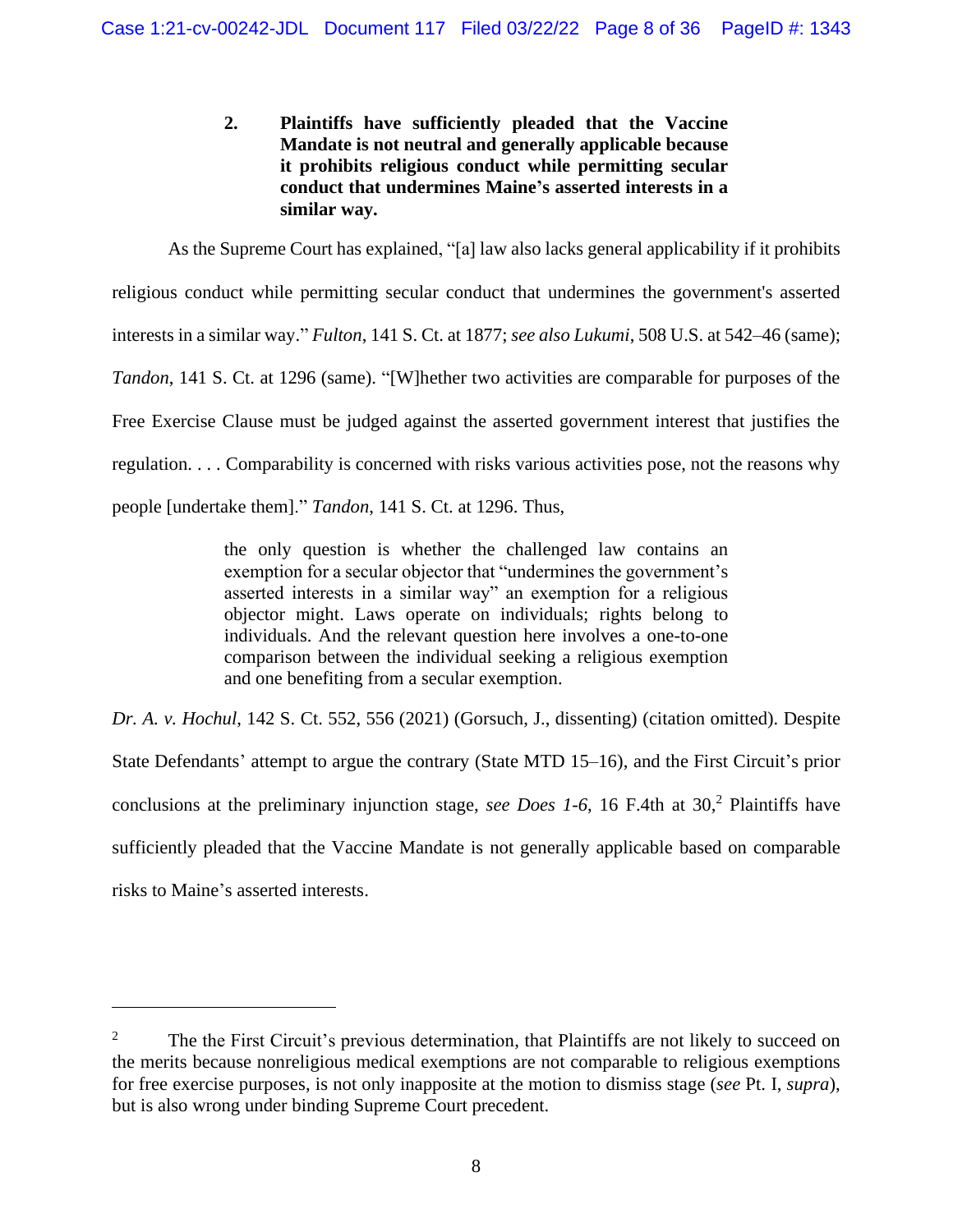**2. Plaintiffs have sufficiently pleaded that the Vaccine Mandate is not neutral and generally applicable because it prohibits religious conduct while permitting secular conduct that undermines Maine's asserted interests in a similar way.**

As the Supreme Court has explained, "[a] law also lacks general applicability if it prohibits religious conduct while permitting secular conduct that undermines the government's asserted interests in a similar way." *Fulton*, 141 S. Ct. at 1877; *see also Lukumi*, 508 U.S. at 542–46 (same); *Tandon*, 141 S. Ct. at 1296 (same). "[W]hether two activities are comparable for purposes of the Free Exercise Clause must be judged against the asserted government interest that justifies the regulation. . . . Comparability is concerned with risks various activities pose, not the reasons why people [undertake them]." *Tandon*, 141 S. Ct. at 1296. Thus,

> the only question is whether the challenged law contains an exemption for a secular objector that "undermines the government's asserted interests in a similar way" an exemption for a religious objector might. Laws operate on individuals; rights belong to individuals. And the relevant question here involves a one-to-one comparison between the individual seeking a religious exemption and one benefiting from a secular exemption.

*Dr. A. v. Hochul*, 142 S. Ct. 552, 556 (2021) (Gorsuch, J., dissenting) (citation omitted). Despite State Defendants' attempt to argue the contrary (State MTD 15–16), and the First Circuit's prior conclusions at the preliminary injunction stage, *see Does 1-6*, 16 F.4th at 30,[2] Plaintiffs have sufficiently pleaded that the Vaccine Mandate is not generally applicable based on comparable risks to Maine's asserted interests.

---

[2] The the First Circuit's previous determination, that Plaintiffs are not likely to succeed on the merits because nonreligious medical exemptions are not comparable to religious exemptions for free exercise purposes, is not only inapposite at the motion to dismiss stage (*see* Pt. I, *supra*), but is also wrong under binding Supreme Court precedent.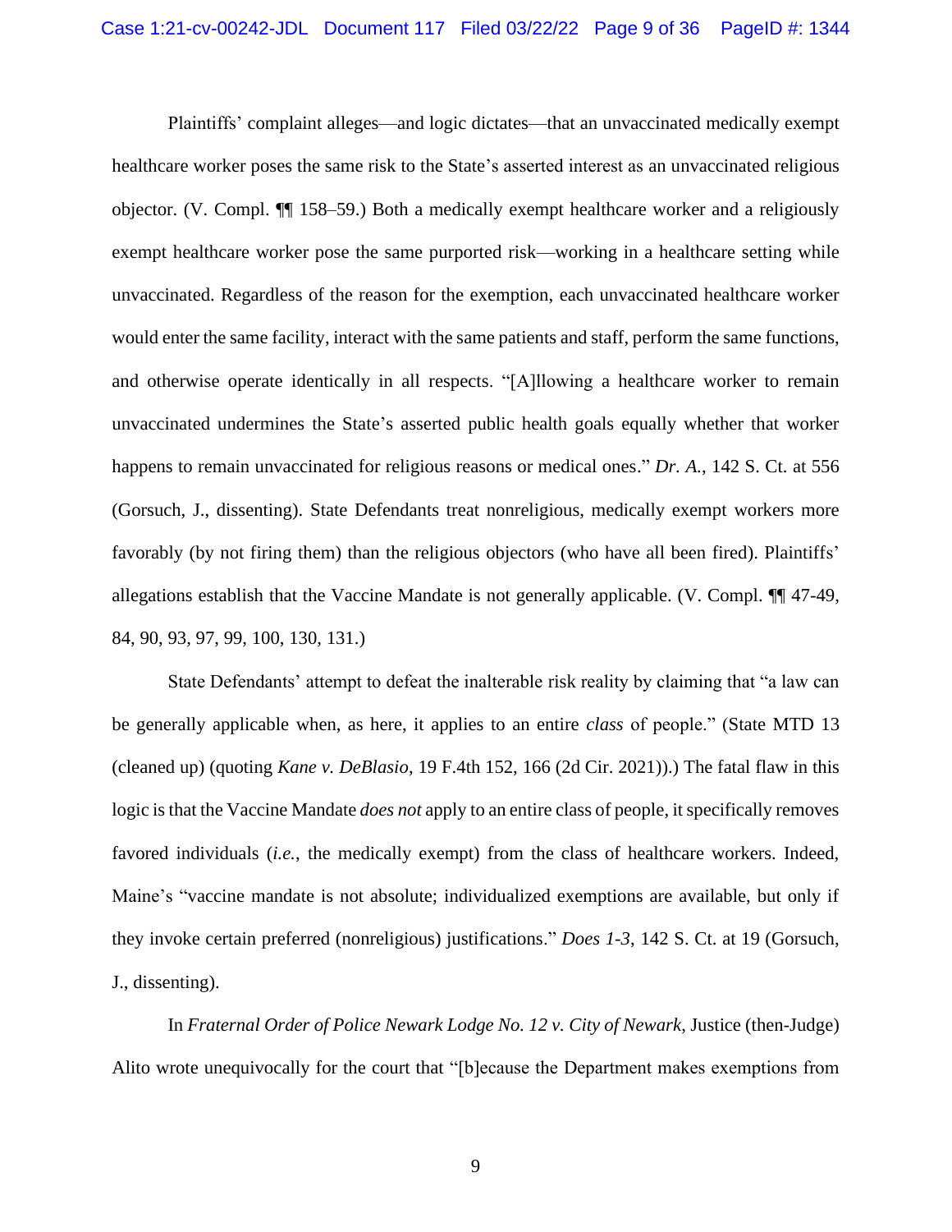Plaintiffs' complaint alleges—and logic dictates—that an unvaccinated medically exempt healthcare worker poses the same risk to the State's asserted interest as an unvaccinated religious objector. (V. Compl. ¶¶ 158–59.) Both a medically exempt healthcare worker and a religiously exempt healthcare worker pose the same purported risk—working in a healthcare setting while unvaccinated. Regardless of the reason for the exemption, each unvaccinated healthcare worker would enter the same facility, interact with the same patients and staff, perform the same functions, and otherwise operate identically in all respects. "[A]llowing a healthcare worker to remain unvaccinated undermines the State's asserted public health goals equally whether that worker happens to remain unvaccinated for religious reasons or medical ones." *Dr. A.*, 142 S. Ct. at 556 (Gorsuch, J., dissenting). State Defendants treat nonreligious, medically exempt workers more favorably (by not firing them) than the religious objectors (who have all been fired). Plaintiffs' allegations establish that the Vaccine Mandate is not generally applicable. (V. Compl. ¶¶ 47-49, 84, 90, 93, 97, 99, 100, 130, 131.)

State Defendants' attempt to defeat the inalterable risk reality by claiming that "a law can be generally applicable when, as here, it applies to an entire *class* of people." (State MTD 13 (cleaned up) (quoting *Kane v. DeBlasio*, 19 F.4th 152, 166 (2d Cir. 2021)).) The fatal flaw in this logic is that the Vaccine Mandate *does not* apply to an entire class of people, it specifically removes favored individuals (*i.e.*, the medically exempt) from the class of healthcare workers. Indeed, Maine's "vaccine mandate is not absolute; individualized exemptions are available, but only if they invoke certain preferred (nonreligious) justifications." *Does 1-3*, 142 S. Ct. at 19 (Gorsuch, J., dissenting).

In *Fraternal Order of Police Newark Lodge No. 12 v. City of Newark*, Justice (then-Judge) Alito wrote unequivocally for the court that "[b]ecause the Department makes exemptions from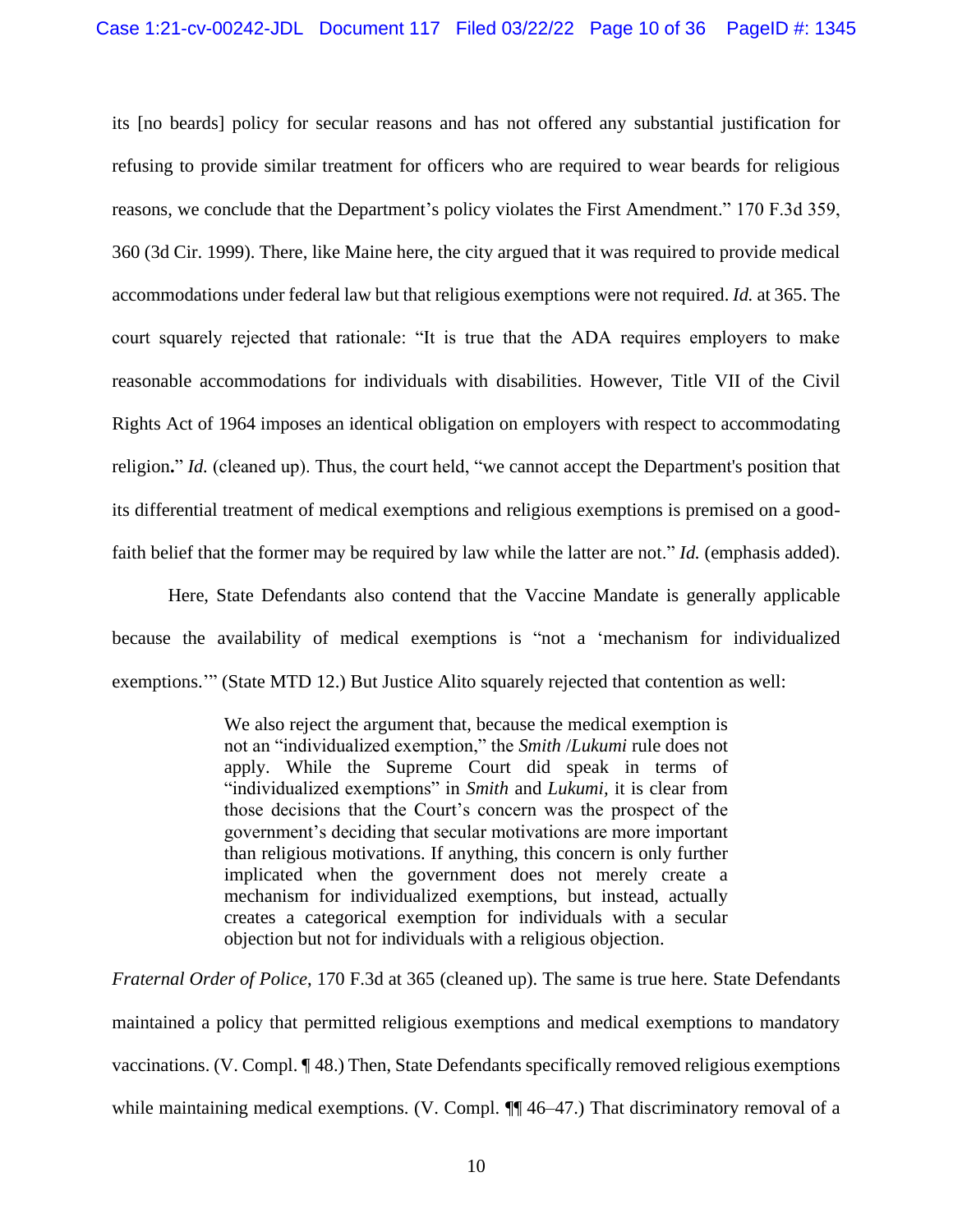its [no beards] policy for secular reasons and has not offered any substantial justification for refusing to provide similar treatment for officers who are required to wear beards for religious reasons, we conclude that the Department's policy violates the First Amendment." 170 F.3d 359, 360 (3d Cir. 1999). There, like Maine here, the city argued that it was required to provide medical accommodations under federal law but that religious exemptions were not required. *Id.* at 365. The court squarely rejected that rationale: "It is true that the ADA requires employers to make reasonable accommodations for individuals with disabilities. However, Title VII of the Civil Rights Act of 1964 imposes an identical obligation on employers with respect to accommodating religion**.**" *Id.* (cleaned up). Thus, the court held, "we cannot accept the Department's position that its differential treatment of medical exemptions and religious exemptions is premised on a good-faith belief that the former may be required by law while the latter are not." *Id.* (emphasis added).

Here, State Defendants also contend that the Vaccine Mandate is generally applicable because the availability of medical exemptions is "not a 'mechanism for individualized exemptions.'" (State MTD 12.) But Justice Alito squarely rejected that contention as well:

> We also reject the argument that, because the medical exemption is not an "individualized exemption," the *Smith* /*Lukumi* rule does not apply. While the Supreme Court did speak in terms of "individualized exemptions" in *Smith* and *Lukumi,* it is clear from those decisions that the Court's concern was the prospect of the government's deciding that secular motivations are more important than religious motivations. If anything, this concern is only further implicated when the government does not merely create a mechanism for individualized exemptions, but instead, actually creates a categorical exemption for individuals with a secular objection but not for individuals with a religious objection.

*Fraternal Order of Police*, 170 F.3d at 365 (cleaned up). The same is true here. State Defendants maintained a policy that permitted religious exemptions and medical exemptions to mandatory vaccinations. (V. Compl. ¶ 48.) Then, State Defendants specifically removed religious exemptions while maintaining medical exemptions. (V. Compl. ¶¶ 46–47.) That discriminatory removal of a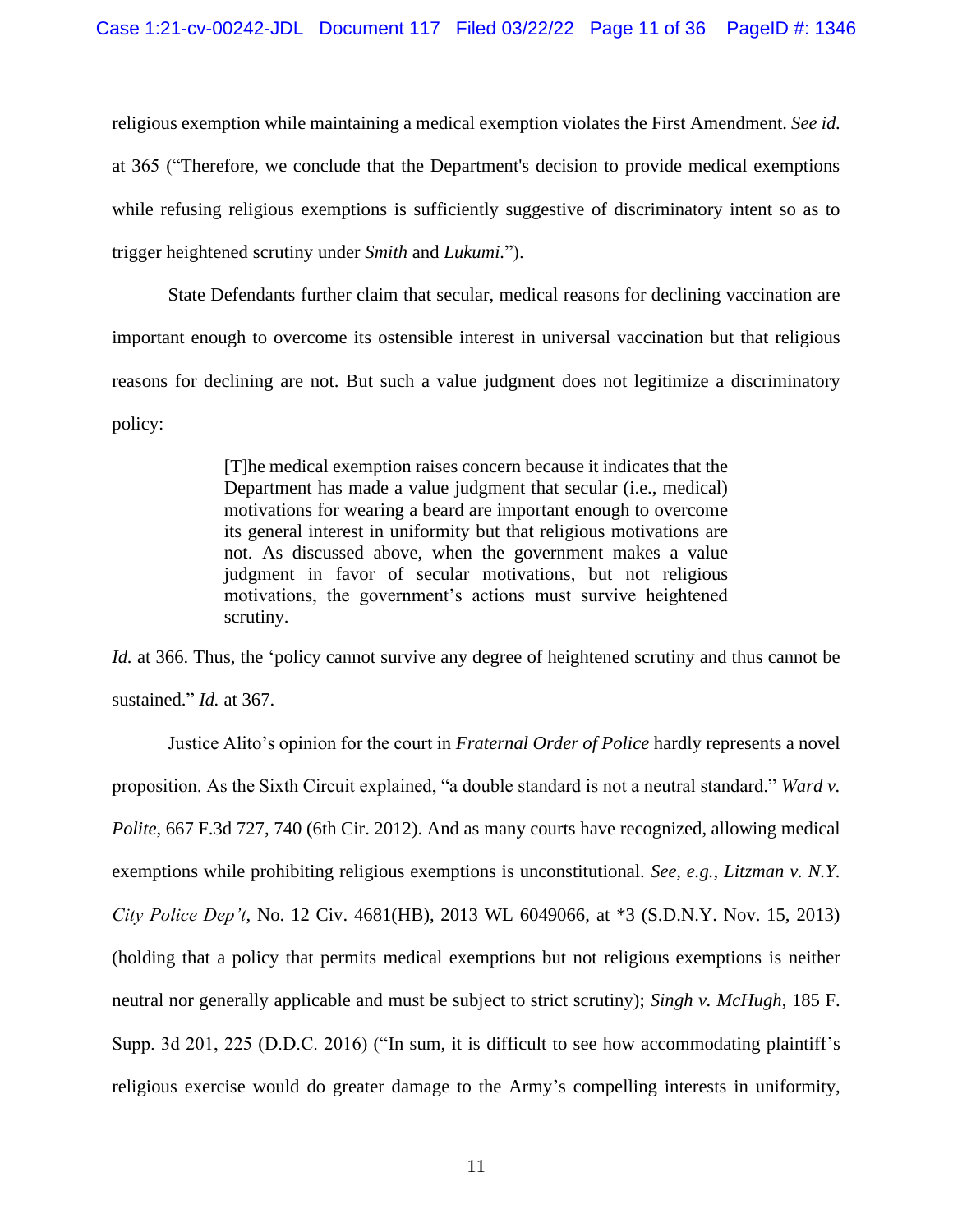religious exemption while maintaining a medical exemption violates the First Amendment. *See id.* at 365 ("Therefore, we conclude that the Department's decision to provide medical exemptions while refusing religious exemptions is sufficiently suggestive of discriminatory intent so as to trigger heightened scrutiny under *Smith* and *Lukumi.*").

State Defendants further claim that secular, medical reasons for declining vaccination are important enough to overcome its ostensible interest in universal vaccination but that religious reasons for declining are not. But such a value judgment does not legitimize a discriminatory policy:

> [T]he medical exemption raises concern because it indicates that the Department has made a value judgment that secular (i.e., medical) motivations for wearing a beard are important enough to overcome its general interest in uniformity but that religious motivations are not. As discussed above, when the government makes a value judgment in favor of secular motivations, but not religious motivations, the government's actions must survive heightened scrutiny.

*Id.* at 366. Thus, the 'policy cannot survive any degree of heightened scrutiny and thus cannot be sustained." *Id.* at 367.

Justice Alito's opinion for the court in *Fraternal Order of Police* hardly represents a novel proposition. As the Sixth Circuit explained, "a double standard is not a neutral standard." *Ward v. Polite*, 667 F.3d 727, 740 (6th Cir. 2012). And as many courts have recognized, allowing medical exemptions while prohibiting religious exemptions is unconstitutional. *See, e.g.*, *Litzman v. N.Y. City Police Dep't*, No. 12 Civ. 4681(HB), 2013 WL 6049066, at *3 (S.D.N.Y. Nov. 15, 2013) (holding that a policy that permits medical exemptions but not religious exemptions is neither neutral nor generally applicable and must be subject to strict scrutiny); *Singh v. McHugh*, 185 F. Supp. 3d 201, 225 (D.D.C. 2016) ("In sum, it is difficult to see how accommodating plaintiff's religious exercise would do greater damage to the Army's compelling interests in uniformity,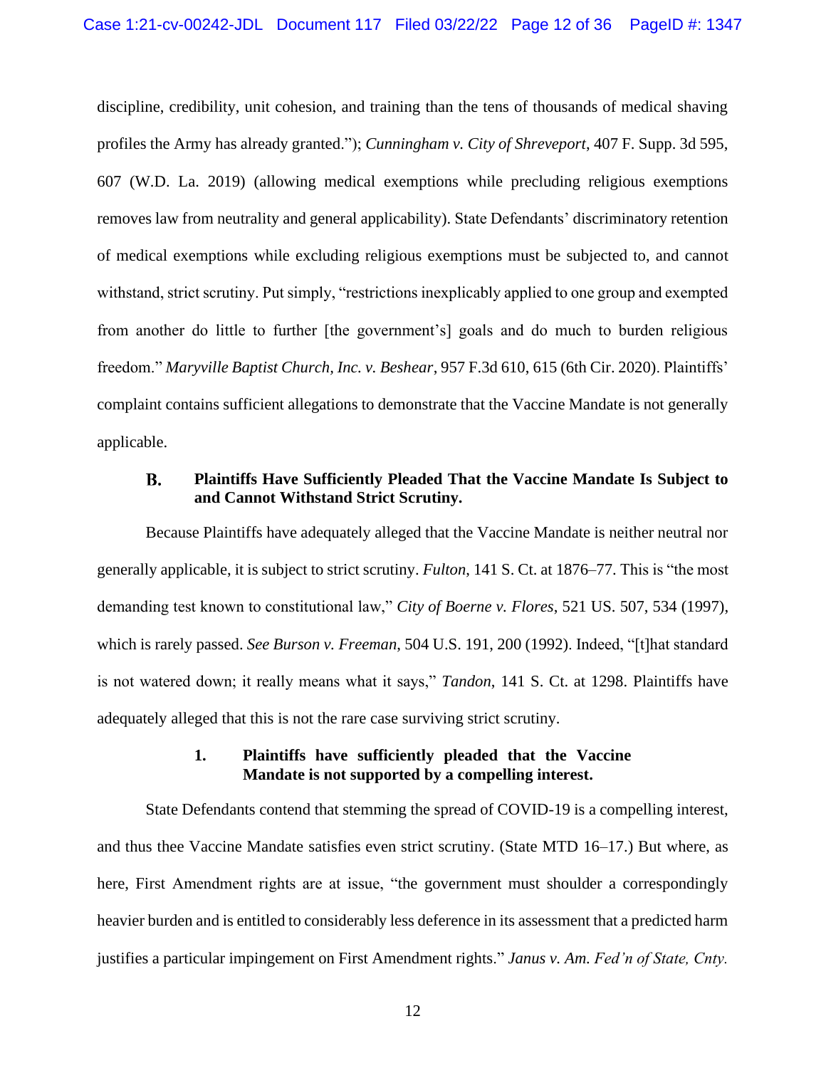discipline, credibility, unit cohesion, and training than the tens of thousands of medical shaving profiles the Army has already granted."); *Cunningham v. City of Shreveport*, 407 F. Supp. 3d 595, 607 (W.D. La. 2019) (allowing medical exemptions while precluding religious exemptions removes law from neutrality and general applicability). State Defendants' discriminatory retention of medical exemptions while excluding religious exemptions must be subjected to, and cannot withstand, strict scrutiny. Put simply, "restrictions inexplicably applied to one group and exempted from another do little to further [the government's] goals and do much to burden religious freedom." *Maryville Baptist Church, Inc. v. Beshear*, 957 F.3d 610, 615 (6th Cir. 2020). Plaintiffs' complaint contains sufficient allegations to demonstrate that the Vaccine Mandate is not generally applicable.

### B. Plaintiffs Have Sufficiently Pleaded That the Vaccine Mandate Is Subject to and Cannot Withstand Strict Scrutiny.

Because Plaintiffs have adequately alleged that the Vaccine Mandate is neither neutral nor generally applicable, it is subject to strict scrutiny. *Fulton*, 141 S. Ct. at 1876–77. This is "the most demanding test known to constitutional law," *City of Boerne v. Flores*, 521 US. 507, 534 (1997), which is rarely passed. *See Burson v. Freeman*, 504 U.S. 191, 200 (1992). Indeed, "[t]hat standard is not watered down; it really means what it says," *Tandon*, 141 S. Ct. at 1298. Plaintiffs have adequately alleged that this is not the rare case surviving strict scrutiny.

#### 1. Plaintiffs have sufficiently pleaded that the Vaccine Mandate is not supported by a compelling interest.

State Defendants contend that stemming the spread of COVID-19 is a compelling interest, and thus thee Vaccine Mandate satisfies even strict scrutiny. (State MTD 16–17.) But where, as here, First Amendment rights are at issue, "the government must shoulder a correspondingly heavier burden and is entitled to considerably less deference in its assessment that a predicted harm justifies a particular impingement on First Amendment rights." *Janus v. Am. Fed'n of State, Cnty.*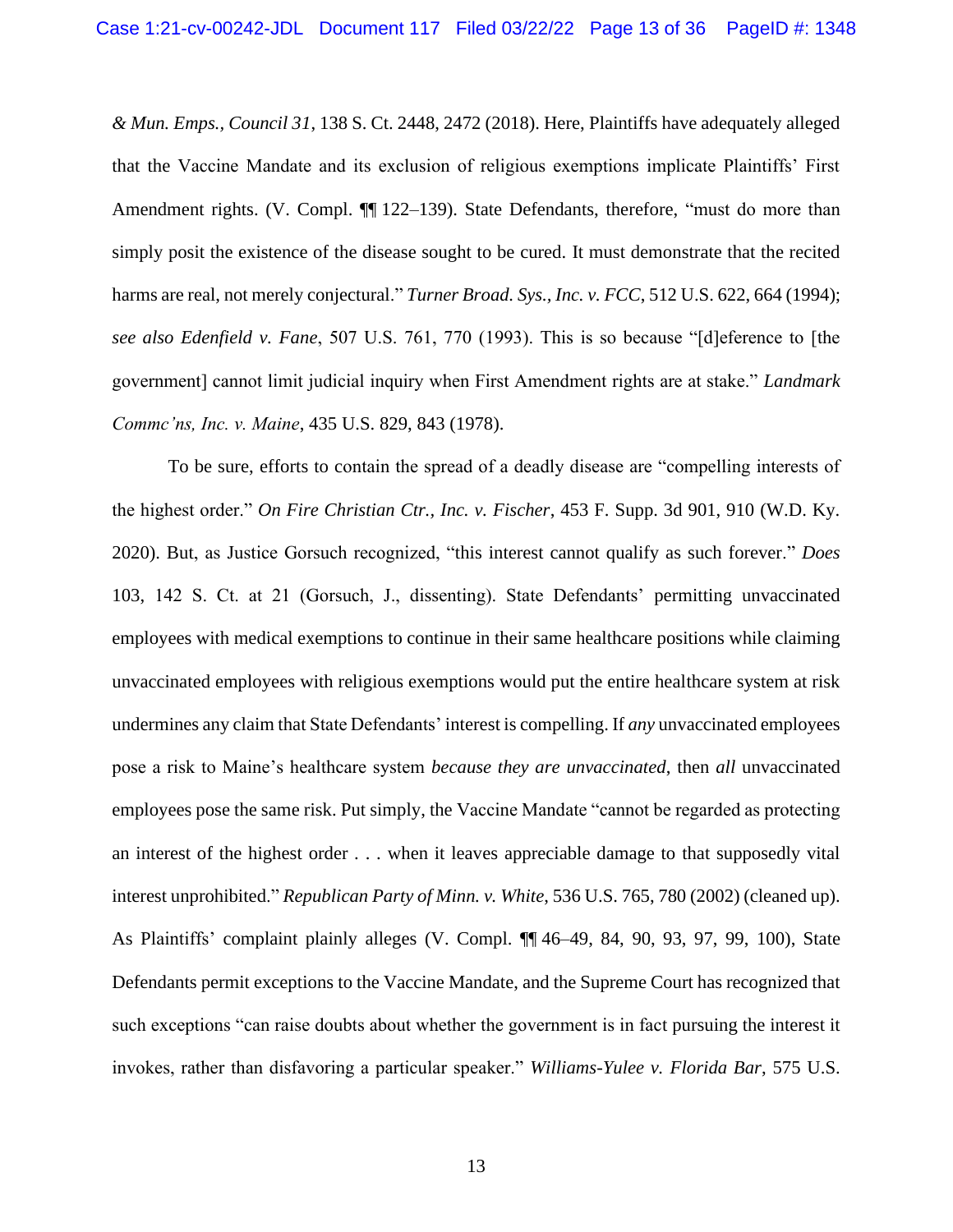*& Mun. Emps., Council 31*, 138 S. Ct. 2448, 2472 (2018). Here, Plaintiffs have adequately alleged that the Vaccine Mandate and its exclusion of religious exemptions implicate Plaintiffs' First Amendment rights. (V. Compl. ¶¶ 122–139). State Defendants, therefore, "must do more than simply posit the existence of the disease sought to be cured. It must demonstrate that the recited harms are real, not merely conjectural." *Turner Broad. Sys., Inc. v. FCC*, 512 U.S. 622, 664 (1994); *see also Edenfield v. Fane*, 507 U.S. 761, 770 (1993). This is so because "[d]eference to [the government] cannot limit judicial inquiry when First Amendment rights are at stake." *Landmark Commc'ns, Inc. v. Maine*, 435 U.S. 829, 843 (1978).

To be sure, efforts to contain the spread of a deadly disease are "compelling interests of the highest order." *On Fire Christian Ctr., Inc. v. Fischer*, 453 F. Supp. 3d 901, 910 (W.D. Ky. 2020). But, as Justice Gorsuch recognized, "this interest cannot qualify as such forever." *Does* 103, 142 S. Ct. at 21 (Gorsuch, J., dissenting). State Defendants' permitting unvaccinated employees with medical exemptions to continue in their same healthcare positions while claiming unvaccinated employees with religious exemptions would put the entire healthcare system at risk undermines any claim that State Defendants' interest is compelling. If *any* unvaccinated employees pose a risk to Maine's healthcare system *because they are unvaccinated*, then *all* unvaccinated employees pose the same risk. Put simply, the Vaccine Mandate "cannot be regarded as protecting an interest of the highest order . . . when it leaves appreciable damage to that supposedly vital interest unprohibited." *Republican Party of Minn. v. White*, 536 U.S. 765, 780 (2002) (cleaned up). As Plaintiffs' complaint plainly alleges (V. Compl. ¶¶ 46–49, 84, 90, 93, 97, 99, 100), State Defendants permit exceptions to the Vaccine Mandate, and the Supreme Court has recognized that such exceptions "can raise doubts about whether the government is in fact pursuing the interest it invokes, rather than disfavoring a particular speaker." *Williams-Yulee v. Florida Bar*, 575 U.S.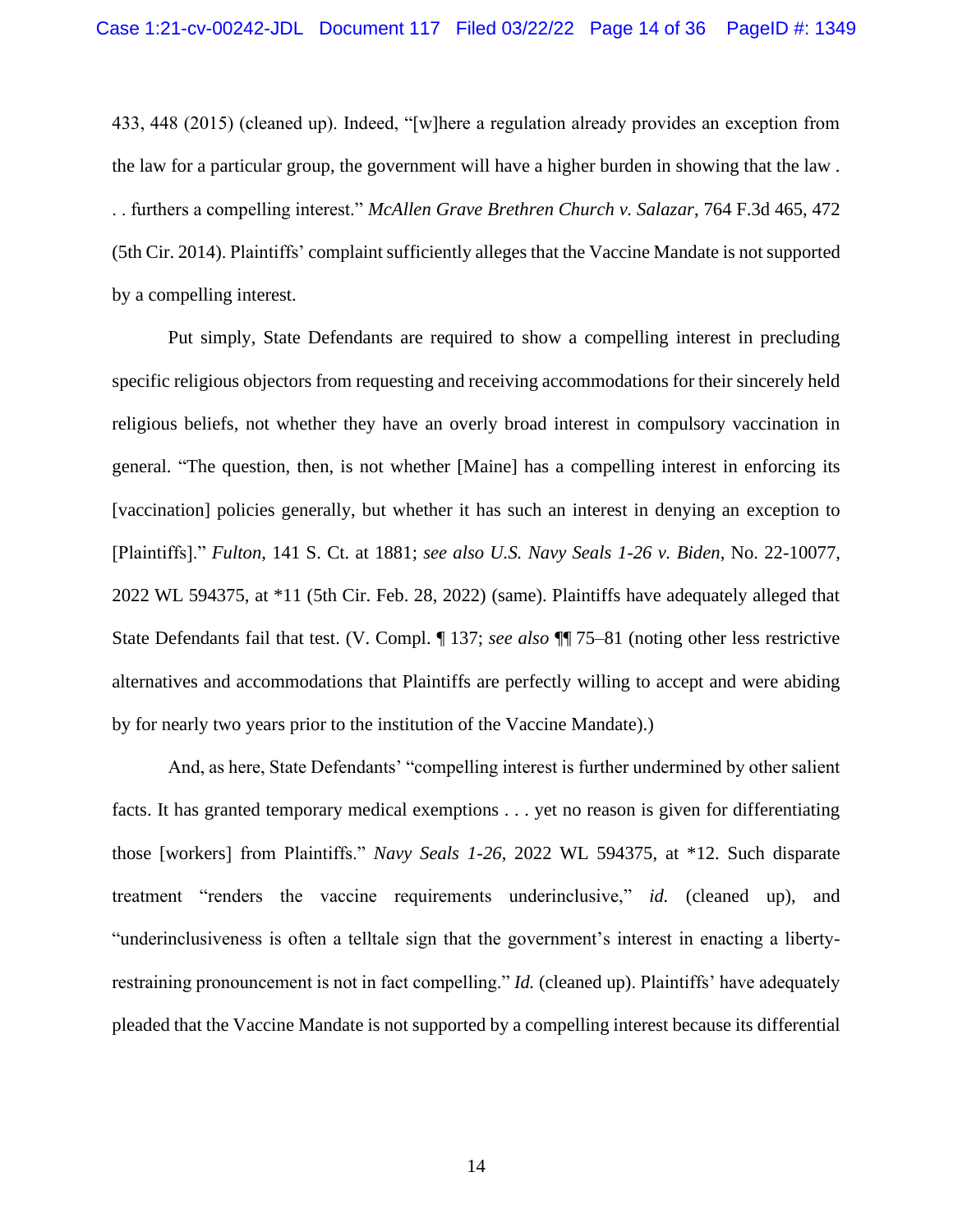433, 448 (2015) (cleaned up). Indeed, "[w]here a regulation already provides an exception from the law for a particular group, the government will have a higher burden in showing that the law . . . furthers a compelling interest." *McAllen Grave Brethren Church v. Salazar*, 764 F.3d 465, 472 (5th Cir. 2014). Plaintiffs' complaint sufficiently alleges that the Vaccine Mandate is not supported by a compelling interest.

Put simply, State Defendants are required to show a compelling interest in precluding specific religious objectors from requesting and receiving accommodations for their sincerely held religious beliefs, not whether they have an overly broad interest in compulsory vaccination in general. "The question, then, is not whether [Maine] has a compelling interest in enforcing its [vaccination] policies generally, but whether it has such an interest in denying an exception to [Plaintiffs]." *Fulton*, 141 S. Ct. at 1881; *see also U.S. Navy Seals 1-26 v. Biden*, No. 22-10077, 2022 WL 594375, at *11 (5th Cir. Feb. 28, 2022) (same). Plaintiffs have adequately alleged that State Defendants fail that test. (V. Compl. ¶ 137; *see also* ¶¶ 75–81 (noting other less restrictive alternatives and accommodations that Plaintiffs are perfectly willing to accept and were abiding by for nearly two years prior to the institution of the Vaccine Mandate).)

And, as here, State Defendants' "compelling interest is further undermined by other salient facts. It has granted temporary medical exemptions . . . yet no reason is given for differentiating those [workers] from Plaintiffs." *Navy Seals 1-26*, 2022 WL 594375, at *12. Such disparate treatment "renders the vaccine requirements underinclusive," *id.* (cleaned up), and "underinclusiveness is often a telltale sign that the government's interest in enacting a liberty-restraining pronouncement is not in fact compelling." *Id.* (cleaned up). Plaintiffs' have adequately pleaded that the Vaccine Mandate is not supported by a compelling interest because its differential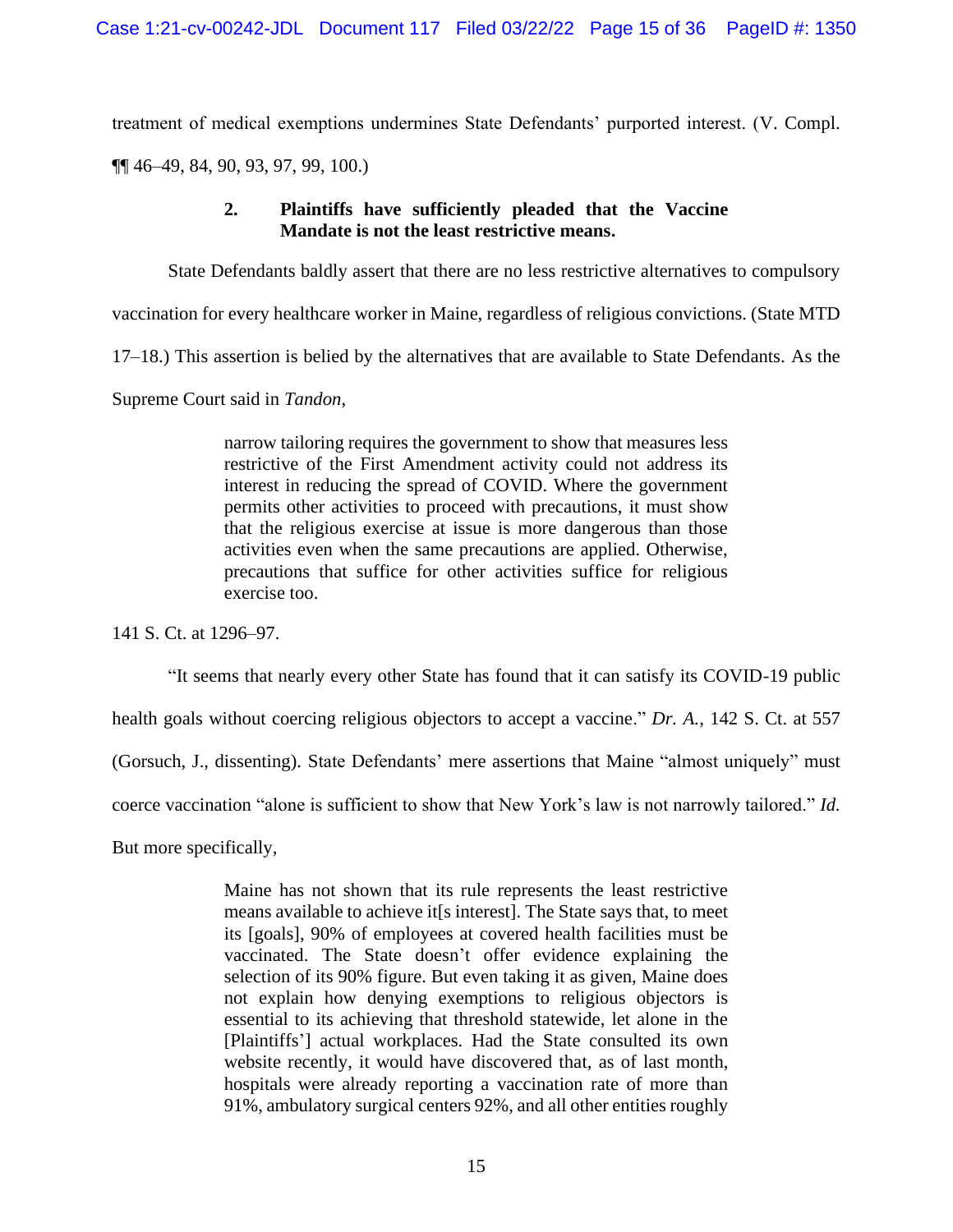treatment of medical exemptions undermines State Defendants' purported interest. (V. Compl. ¶¶ 46–49, 84, 90, 93, 97, 99, 100.)

### 2. Plaintiffs have sufficiently pleaded that the Vaccine Mandate is not the least restrictive means.

State Defendants baldly assert that there are no less restrictive alternatives to compulsory vaccination for every healthcare worker in Maine, regardless of religious convictions. (State MTD 17–18.) This assertion is belied by the alternatives that are available to State Defendants. As the Supreme Court said in *Tandon*,

> narrow tailoring requires the government to show that measures less restrictive of the First Amendment activity could not address its interest in reducing the spread of COVID. Where the government permits other activities to proceed with precautions, it must show that the religious exercise at issue is more dangerous than those activities even when the same precautions are applied. Otherwise, precautions that suffice for other activities suffice for religious exercise too.

141 S. Ct. at 1296–97.

"It seems that nearly every other State has found that it can satisfy its COVID-19 public health goals without coercing religious objectors to accept a vaccine." *Dr. A.*, 142 S. Ct. at 557 (Gorsuch, J., dissenting). State Defendants' mere assertions that Maine "almost uniquely" must coerce vaccination "alone is sufficient to show that New York's law is not narrowly tailored." *Id.* But more specifically,

> Maine has not shown that its rule represents the least restrictive means available to achieve it[s interest]. The State says that, to meet its [goals], 90% of employees at covered health facilities must be vaccinated. The State doesn't offer evidence explaining the selection of its 90% figure. But even taking it as given, Maine does not explain how denying exemptions to religious objectors is essential to its achieving that threshold statewide, let alone in the [Plaintiffs'] actual workplaces. Had the State consulted its own website recently, it would have discovered that, as of last month, hospitals were already reporting a vaccination rate of more than 91%, ambulatory surgical centers 92%, and all other entities roughly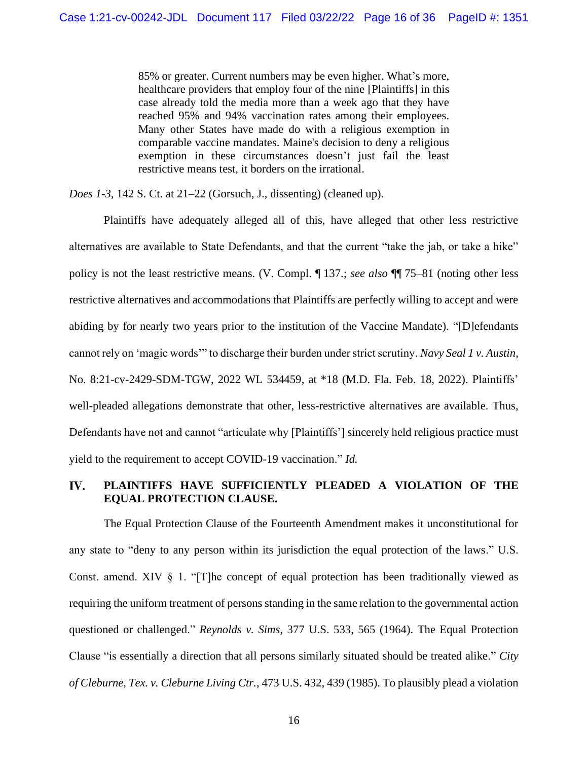> 85% or greater. Current numbers may be even higher. What's more, healthcare providers that employ four of the nine [Plaintiffs] in this case already told the media more than a week ago that they have reached 95% and 94% vaccination rates among their employees. Many other States have made do with a religious exemption in comparable vaccine mandates. Maine's decision to deny a religious exemption in these circumstances doesn't just fail the least restrictive means test, it borders on the irrational.

*Does 1-3*, 142 S. Ct. at 21–22 (Gorsuch, J., dissenting) (cleaned up).

Plaintiffs have adequately alleged all of this, have alleged that other less restrictive alternatives are available to State Defendants, and that the current "take the jab, or take a hike" policy is not the least restrictive means. (V. Compl. ¶ 137.; *see also* ¶¶ 75–81 (noting other less restrictive alternatives and accommodations that Plaintiffs are perfectly willing to accept and were abiding by for nearly two years prior to the institution of the Vaccine Mandate). "[D]efendants cannot rely on 'magic words'" to discharge their burden under strict scrutiny. *Navy Seal 1 v. Austin*, No. 8:21-cv-2429-SDM-TGW, 2022 WL 534459, at *18 (M.D. Fla. Feb. 18, 2022). Plaintiffs' well-pleaded allegations demonstrate that other, less-restrictive alternatives are available. Thus, Defendants have not and cannot "articulate why [Plaintiffs'] sincerely held religious practice must yield to the requirement to accept COVID-19 vaccination." *Id.*

## IV. PLAINTIFFS HAVE SUFFICIENTLY PLEADED A VIOLATION OF THE EQUAL PROTECTION CLAUSE.

The Equal Protection Clause of the Fourteenth Amendment makes it unconstitutional for any state to "deny to any person within its jurisdiction the equal protection of the laws." U.S. Const. amend. XIV § 1. "[T]he concept of equal protection has been traditionally viewed as requiring the uniform treatment of persons standing in the same relation to the governmental action questioned or challenged." *Reynolds v. Sims*, 377 U.S. 533, 565 (1964). The Equal Protection Clause "is essentially a direction that all persons similarly situated should be treated alike." *City of Cleburne, Tex. v. Cleburne Living Ctr.*, 473 U.S. 432, 439 (1985). To plausibly plead a violation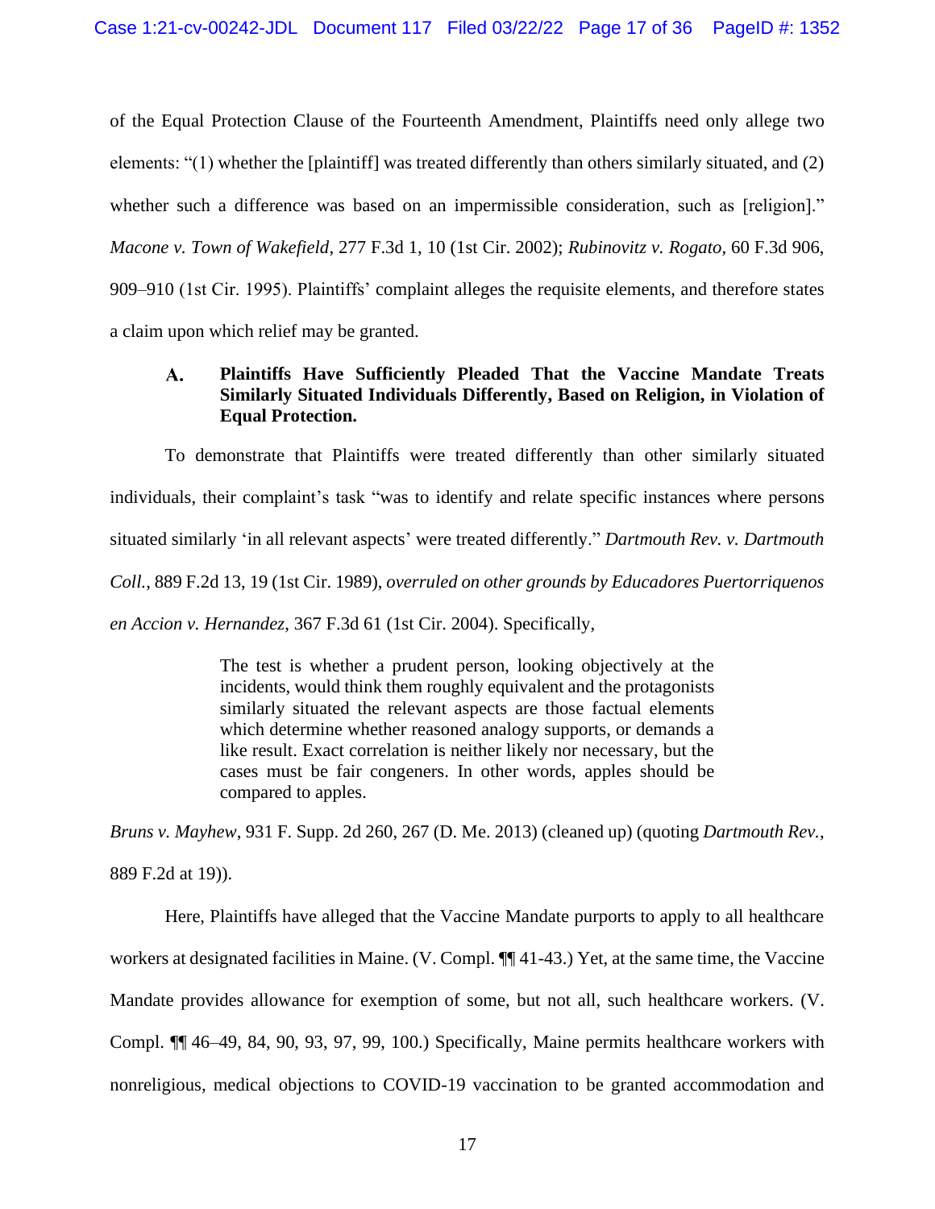of the Equal Protection Clause of the Fourteenth Amendment, Plaintiffs need only allege two elements: "(1) whether the [plaintiff] was treated differently than others similarly situated, and (2) whether such a difference was based on an impermissible consideration, such as [religion]." *Macone v. Town of Wakefield*, 277 F.3d 1, 10 (1st Cir. 2002); *Rubinovitz v. Rogato*, 60 F.3d 906, 909–910 (1st Cir. 1995). Plaintiffs' complaint alleges the requisite elements, and therefore states a claim upon which relief may be granted.

### A. Plaintiffs Have Sufficiently Pleaded That the Vaccine Mandate Treats Similarly Situated Individuals Differently, Based on Religion, in Violation of Equal Protection.

To demonstrate that Plaintiffs were treated differently than other similarly situated individuals, their complaint's task "was to identify and relate specific instances where persons situated similarly 'in all relevant aspects' were treated differently." *Dartmouth Rev. v. Dartmouth Coll.*, 889 F.2d 13, 19 (1st Cir. 1989), *overruled on other grounds by Educadores Puertorriquenos en Accion v. Hernandez,* 367 F.3d 61 (1st Cir. 2004). Specifically,

> The test is whether a prudent person, looking objectively at the incidents, would think them roughly equivalent and the protagonists similarly situated the relevant aspects are those factual elements which determine whether reasoned analogy supports, or demands a like result. Exact correlation is neither likely nor necessary, but the cases must be fair congeners. In other words, apples should be compared to apples.

*Bruns v. Mayhew*, 931 F. Supp. 2d 260, 267 (D. Me. 2013) (cleaned up) (quoting *Dartmouth Rev.*, 889 F.2d at 19)).

Here, Plaintiffs have alleged that the Vaccine Mandate purports to apply to all healthcare workers at designated facilities in Maine. (V. Compl. ¶¶ 41-43.) Yet, at the same time, the Vaccine Mandate provides allowance for exemption of some, but not all, such healthcare workers. (V. Compl. ¶¶ 46–49, 84, 90, 93, 97, 99, 100.) Specifically, Maine permits healthcare workers with nonreligious, medical objections to COVID-19 vaccination to be granted accommodation and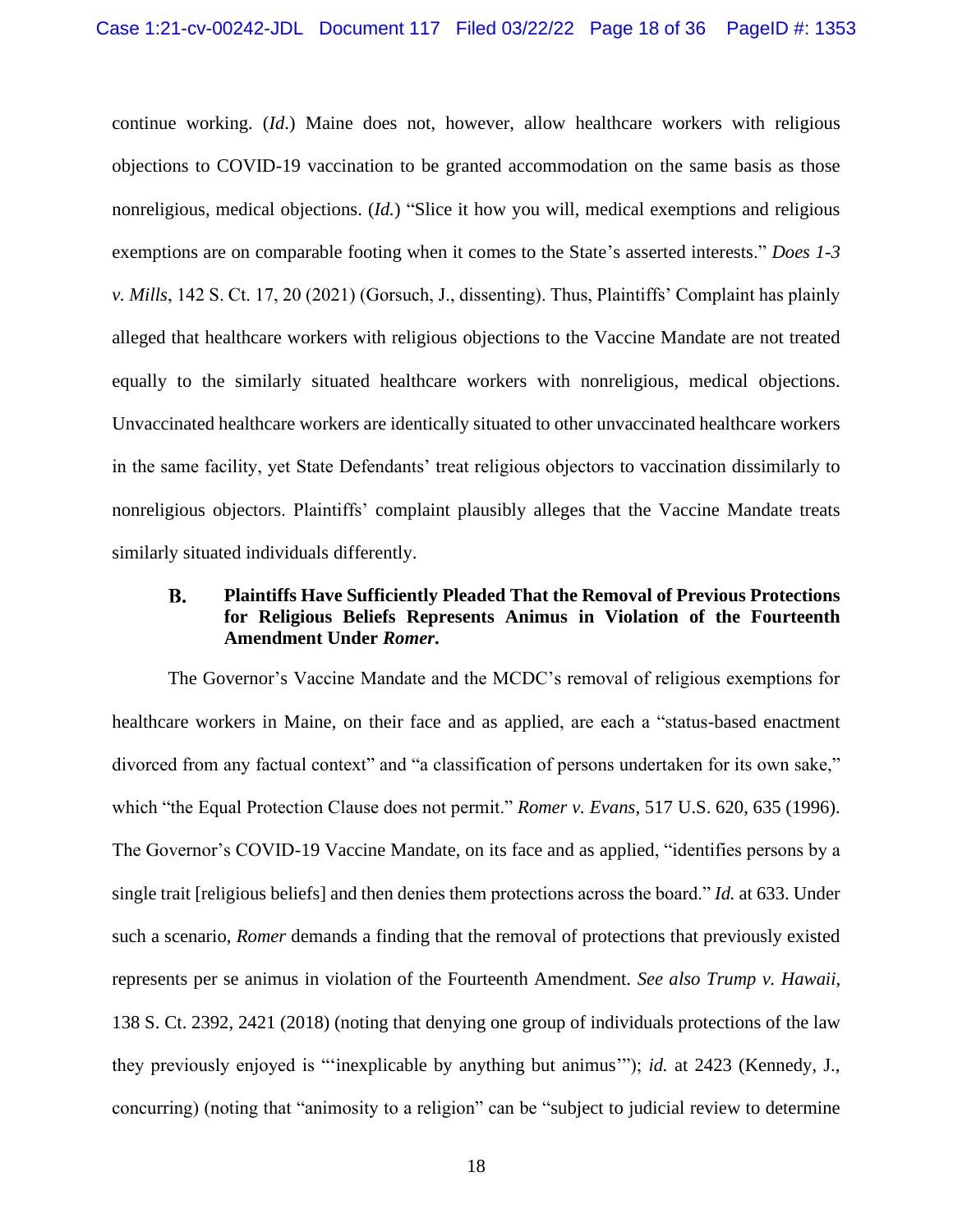continue working. (*Id.*) Maine does not, however, allow healthcare workers with religious objections to COVID-19 vaccination to be granted accommodation on the same basis as those nonreligious, medical objections. (*Id.*) "Slice it how you will, medical exemptions and religious exemptions are on comparable footing when it comes to the State's asserted interests." *Does 1-3 v. Mills*, 142 S. Ct. 17, 20 (2021) (Gorsuch, J., dissenting). Thus, Plaintiffs' Complaint has plainly alleged that healthcare workers with religious objections to the Vaccine Mandate are not treated equally to the similarly situated healthcare workers with nonreligious, medical objections. Unvaccinated healthcare workers are identically situated to other unvaccinated healthcare workers in the same facility, yet State Defendants' treat religious objectors to vaccination dissimilarly to nonreligious objectors. Plaintiffs' complaint plausibly alleges that the Vaccine Mandate treats similarly situated individuals differently.

### B. Plaintiffs Have Sufficiently Pleaded That the Removal of Previous Protections for Religious Beliefs Represents Animus in Violation of the Fourteenth Amendment Under *Romer*.

The Governor's Vaccine Mandate and the MCDC's removal of religious exemptions for healthcare workers in Maine, on their face and as applied, are each a "status-based enactment divorced from any factual context" and "a classification of persons undertaken for its own sake," which "the Equal Protection Clause does not permit." *Romer v. Evans*, 517 U.S. 620, 635 (1996). The Governor's COVID-19 Vaccine Mandate, on its face and as applied, "identifies persons by a single trait [religious beliefs] and then denies them protections across the board." *Id.* at 633. Under such a scenario, *Romer* demands a finding that the removal of protections that previously existed represents per se animus in violation of the Fourteenth Amendment. *See also Trump v. Hawaii*, 138 S. Ct. 2392, 2421 (2018) (noting that denying one group of individuals protections of the law they previously enjoyed is "'inexplicable by anything but animus'"); *id.* at 2423 (Kennedy, J., concurring) (noting that "animosity to a religion" can be "subject to judicial review to determine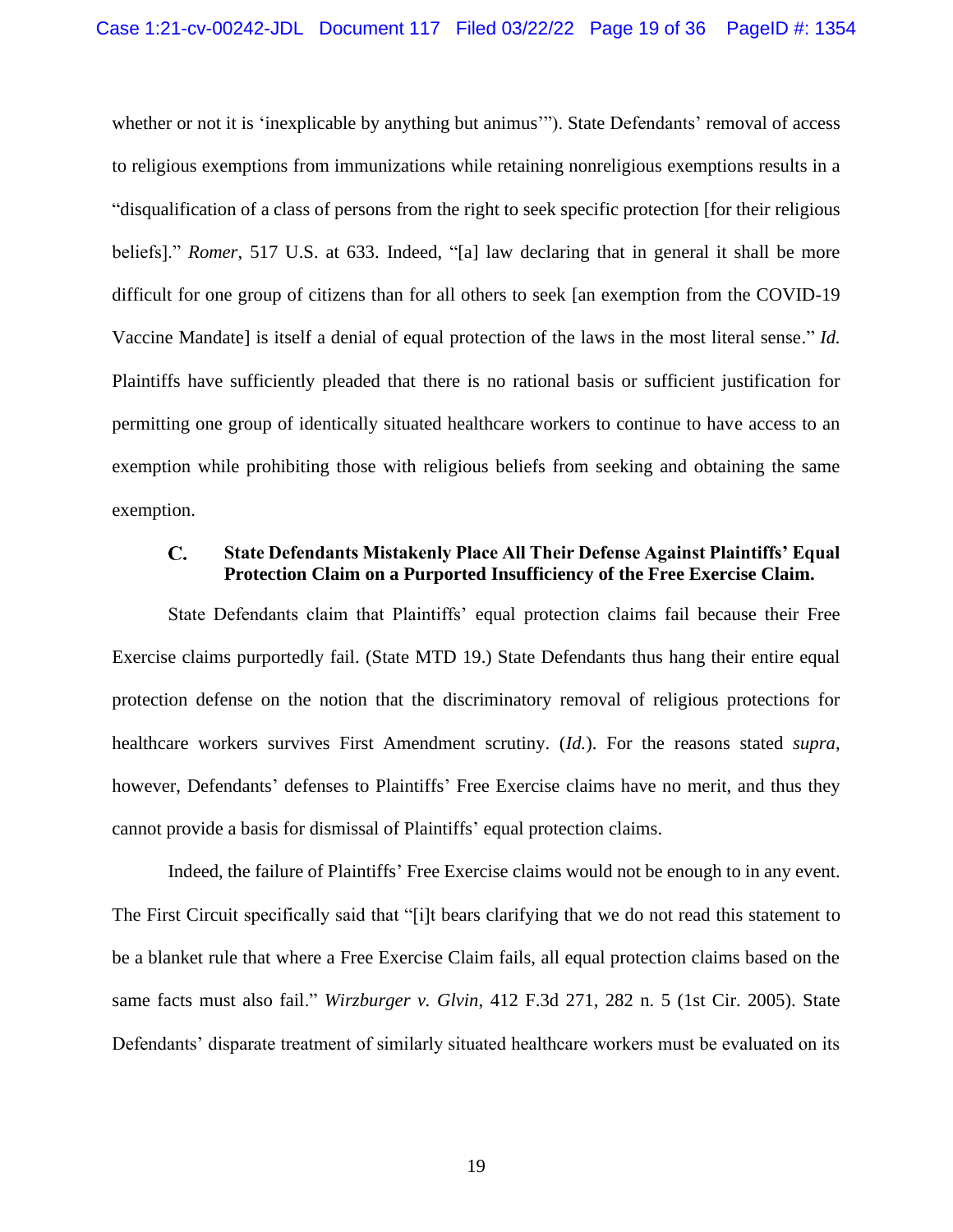whether or not it is 'inexplicable by anything but animus'"). State Defendants' removal of access to religious exemptions from immunizations while retaining nonreligious exemptions results in a "disqualification of a class of persons from the right to seek specific protection [for their religious beliefs]." *Romer*, 517 U.S. at 633. Indeed, "[a] law declaring that in general it shall be more difficult for one group of citizens than for all others to seek [an exemption from the COVID-19 Vaccine Mandate] is itself a denial of equal protection of the laws in the most literal sense." *Id.* Plaintiffs have sufficiently pleaded that there is no rational basis or sufficient justification for permitting one group of identically situated healthcare workers to continue to have access to an exemption while prohibiting those with religious beliefs from seeking and obtaining the same exemption.

### C. State Defendants Mistakenly Place All Their Defense Against Plaintiffs' Equal Protection Claim on a Purported Insufficiency of the Free Exercise Claim.

State Defendants claim that Plaintiffs' equal protection claims fail because their Free Exercise claims purportedly fail. (State MTD 19.) State Defendants thus hang their entire equal protection defense on the notion that the discriminatory removal of religious protections for healthcare workers survives First Amendment scrutiny. (*Id.*). For the reasons stated *supra*, however, Defendants' defenses to Plaintiffs' Free Exercise claims have no merit, and thus they cannot provide a basis for dismissal of Plaintiffs' equal protection claims.

Indeed, the failure of Plaintiffs' Free Exercise claims would not be enough to in any event. The First Circuit specifically said that "[i]t bears clarifying that we do not read this statement to be a blanket rule that where a Free Exercise Claim fails, all equal protection claims based on the same facts must also fail." *Wirzburger v. Glvin*, 412 F.3d 271, 282 n. 5 (1st Cir. 2005). State Defendants' disparate treatment of similarly situated healthcare workers must be evaluated on its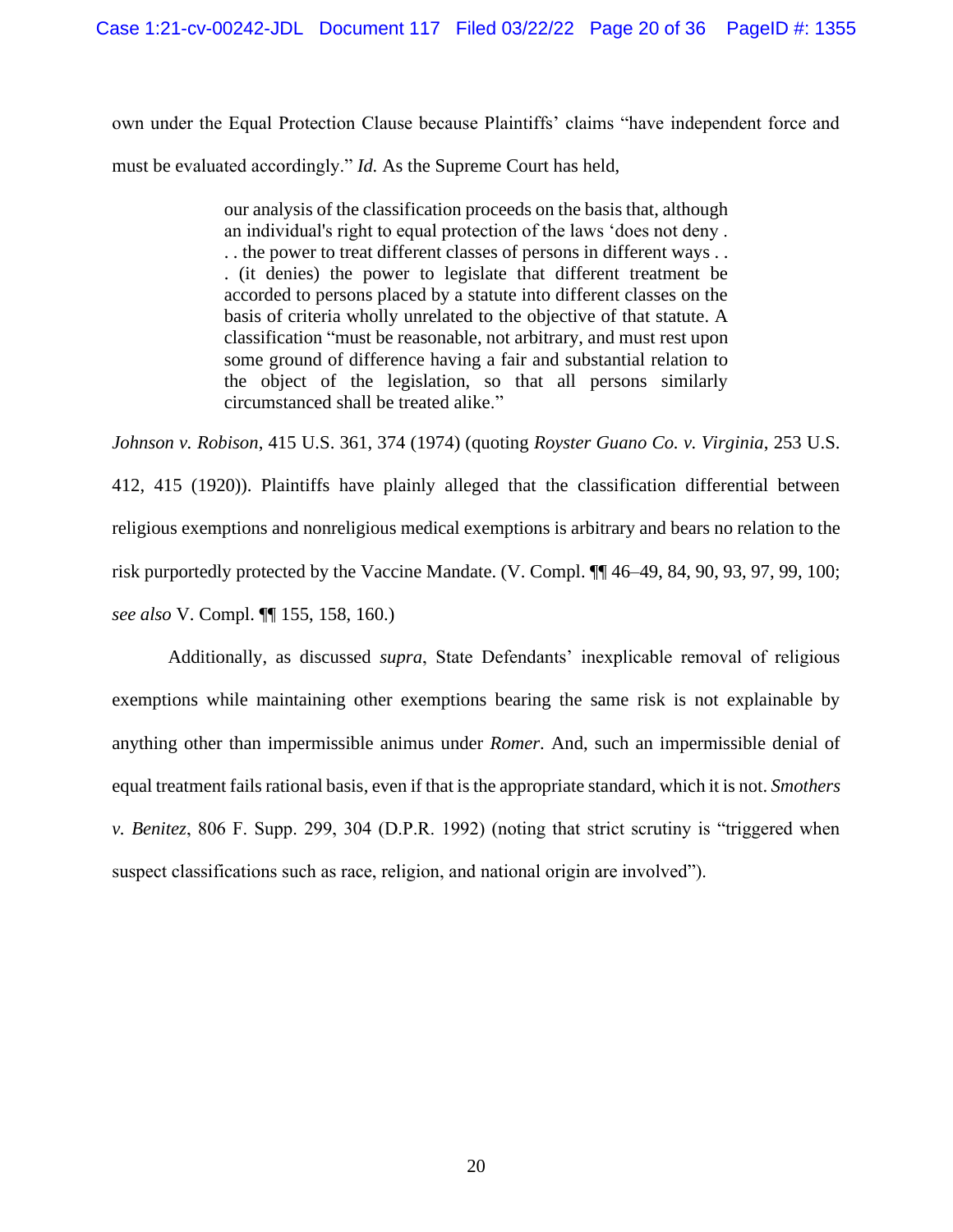own under the Equal Protection Clause because Plaintiffs' claims "have independent force and must be evaluated accordingly." *Id.* As the Supreme Court has held,

> our analysis of the classification proceeds on the basis that, although an individual's right to equal protection of the laws 'does not deny . . . the power to treat different classes of persons in different ways . . . (it denies) the power to legislate that different treatment be accorded to persons placed by a statute into different classes on the basis of criteria wholly unrelated to the objective of that statute. A classification "must be reasonable, not arbitrary, and must rest upon some ground of difference having a fair and substantial relation to the object of the legislation, so that all persons similarly circumstanced shall be treated alike."

*Johnson v. Robison*, 415 U.S. 361, 374 (1974) (quoting *Royster Guano Co. v. Virginia*, 253 U.S. 412, 415 (1920)). Plaintiffs have plainly alleged that the classification differential between religious exemptions and nonreligious medical exemptions is arbitrary and bears no relation to the risk purportedly protected by the Vaccine Mandate. (V. Compl. ¶¶ 46–49, 84, 90, 93, 97, 99, 100; *see also* V. Compl. ¶¶ 155, 158, 160.)

Additionally, as discussed *supra*, State Defendants' inexplicable removal of religious exemptions while maintaining other exemptions bearing the same risk is not explainable by anything other than impermissible animus under *Romer*. And, such an impermissible denial of equal treatment fails rational basis, even if that is the appropriate standard, which it is not. *Smothers v. Benitez*, 806 F. Supp. 299, 304 (D.P.R. 1992) (noting that strict scrutiny is "triggered when suspect classifications such as race, religion, and national origin are involved").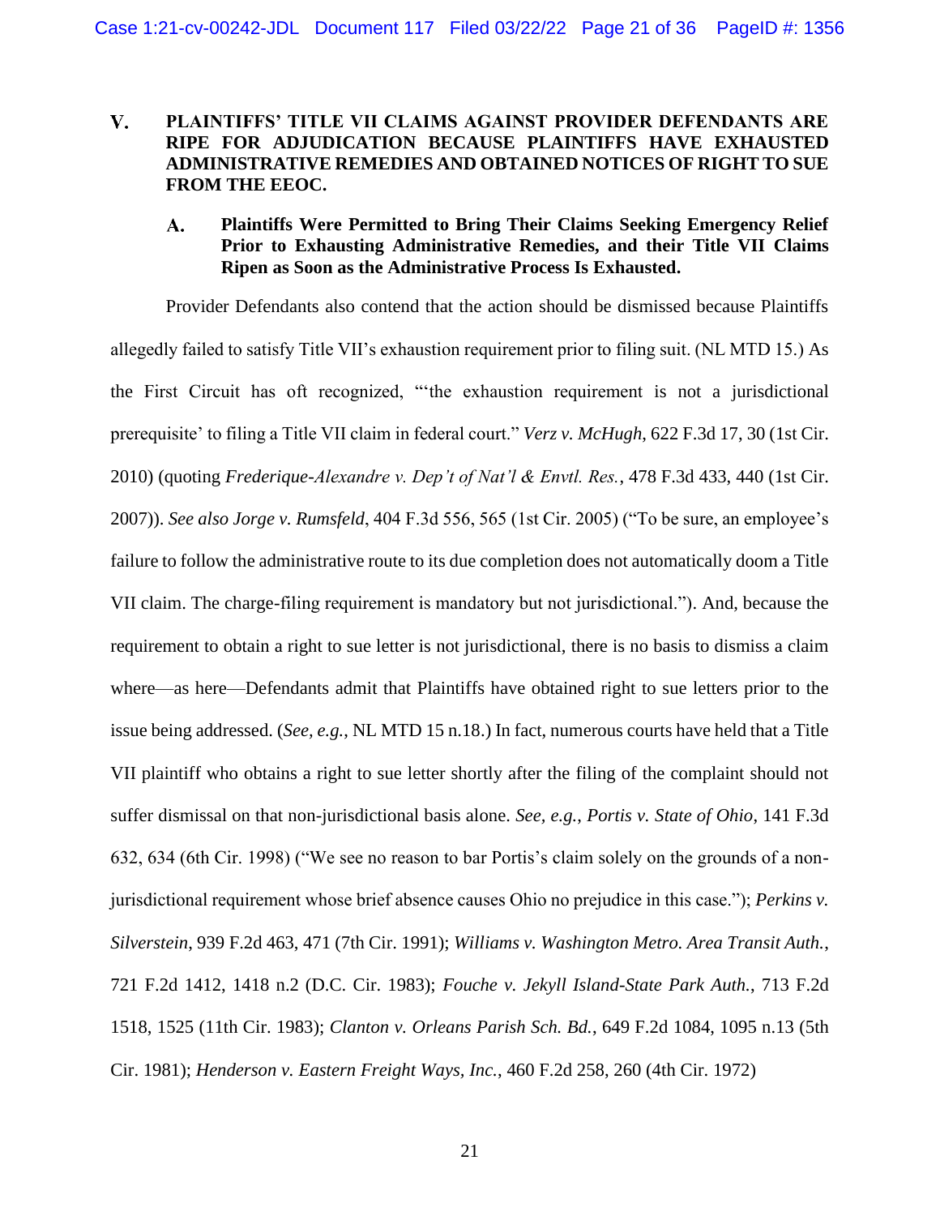## V. PLAINTIFFS' TITLE VII CLAIMS AGAINST PROVIDER DEFENDANTS ARE RIPE FOR ADJUDICATION BECAUSE PLAINTIFFS HAVE EXHAUSTED ADMINISTRATIVE REMEDIES AND OBTAINED NOTICES OF RIGHT TO SUE FROM THE EEOC.

### A. Plaintiffs Were Permitted to Bring Their Claims Seeking Emergency Relief Prior to Exhausting Administrative Remedies, and their Title VII Claims Ripen as Soon as the Administrative Process Is Exhausted.

Provider Defendants also contend that the action should be dismissed because Plaintiffs allegedly failed to satisfy Title VII's exhaustion requirement prior to filing suit. (NL MTD 15.) As the First Circuit has oft recognized, "'the exhaustion requirement is not a jurisdictional prerequisite' to filing a Title VII claim in federal court." *Verz v. McHugh*, 622 F.3d 17, 30 (1st Cir. 2010) (quoting *Frederique-Alexandre v. Dep't of Nat'l & Envtl. Res.*, 478 F.3d 433, 440 (1st Cir. 2007)). *See also Jorge v. Rumsfeld*, 404 F.3d 556, 565 (1st Cir. 2005) ("To be sure, an employee's failure to follow the administrative route to its due completion does not automatically doom a Title VII claim. The charge-filing requirement is mandatory but not jurisdictional."). And, because the requirement to obtain a right to sue letter is not jurisdictional, there is no basis to dismiss a claim where—as here—Defendants admit that Plaintiffs have obtained right to sue letters prior to the issue being addressed. (*See, e.g.*, NL MTD 15 n.18.) In fact, numerous courts have held that a Title VII plaintiff who obtains a right to sue letter shortly after the filing of the complaint should not suffer dismissal on that non-jurisdictional basis alone. *See, e.g.*, *Portis v. State of Ohio*, 141 F.3d 632, 634 (6th Cir. 1998) ("We see no reason to bar Portis's claim solely on the grounds of a non-jurisdictional requirement whose brief absence causes Ohio no prejudice in this case."); *Perkins v. Silverstein*, 939 F.2d 463, 471 (7th Cir. 1991); *Williams v. Washington Metro. Area Transit Auth.*, 721 F.2d 1412, 1418 n.2 (D.C. Cir. 1983); *Fouche v. Jekyll Island-State Park Auth.*, 713 F.2d 1518, 1525 (11th Cir. 1983); *Clanton v. Orleans Parish Sch. Bd.*, 649 F.2d 1084, 1095 n.13 (5th Cir. 1981); *Henderson v. Eastern Freight Ways, Inc.*, 460 F.2d 258, 260 (4th Cir. 1972)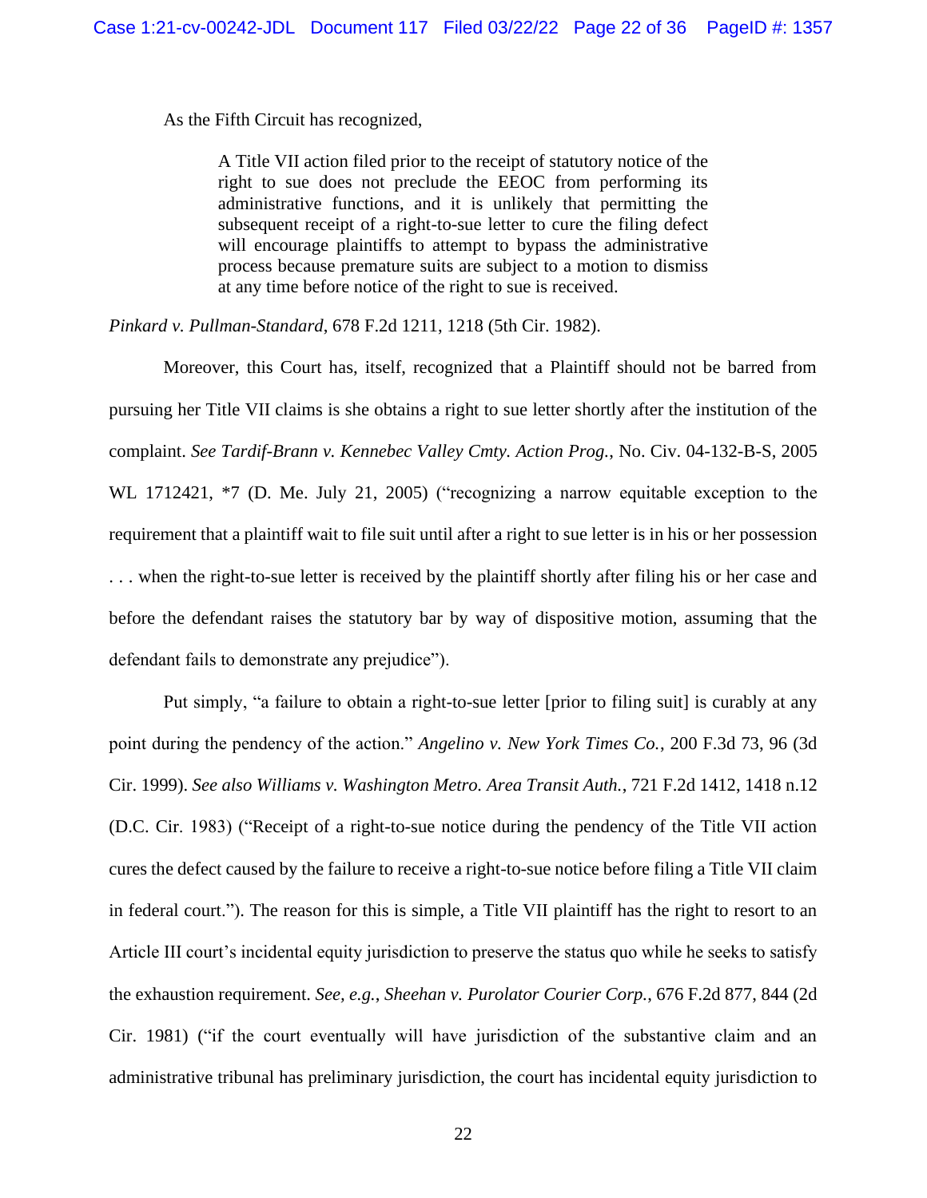As the Fifth Circuit has recognized,

> A Title VII action filed prior to the receipt of statutory notice of the right to sue does not preclude the EEOC from performing its administrative functions, and it is unlikely that permitting the subsequent receipt of a right-to-sue letter to cure the filing defect will encourage plaintiffs to attempt to bypass the administrative process because premature suits are subject to a motion to dismiss at any time before notice of the right to sue is received.

*Pinkard v. Pullman-Standard*, 678 F.2d 1211, 1218 (5th Cir. 1982).

Moreover, this Court has, itself, recognized that a Plaintiff should not be barred from pursuing her Title VII claims is she obtains a right to sue letter shortly after the institution of the complaint. *See Tardif-Brann v. Kennebec Valley Cmty. Action Prog.*, No. Civ. 04-132-B-S, 2005 WL 1712421, *7 (D. Me. July 21, 2005) ("recognizing a narrow equitable exception to the requirement that a plaintiff wait to file suit until after a right to sue letter is in his or her possession . . . when the right-to-sue letter is received by the plaintiff shortly after filing his or her case and before the defendant raises the statutory bar by way of dispositive motion, assuming that the defendant fails to demonstrate any prejudice").

Put simply, "a failure to obtain a right-to-sue letter [prior to filing suit] is curably at any point during the pendency of the action." *Angelino v. New York Times Co.*, 200 F.3d 73, 96 (3d Cir. 1999). *See also Williams v. Washington Metro. Area Transit Auth.*, 721 F.2d 1412, 1418 n.12 (D.C. Cir. 1983) ("Receipt of a right-to-sue notice during the pendency of the Title VII action cures the defect caused by the failure to receive a right-to-sue notice before filing a Title VII claim in federal court."). The reason for this is simple, a Title VII plaintiff has the right to resort to an Article III court's incidental equity jurisdiction to preserve the status quo while he seeks to satisfy the exhaustion requirement. *See, e.g.*, *Sheehan v. Purolator Courier Corp.*, 676 F.2d 877, 844 (2d Cir. 1981) ("if the court eventually will have jurisdiction of the substantive claim and an administrative tribunal has preliminary jurisdiction, the court has incidental equity jurisdiction to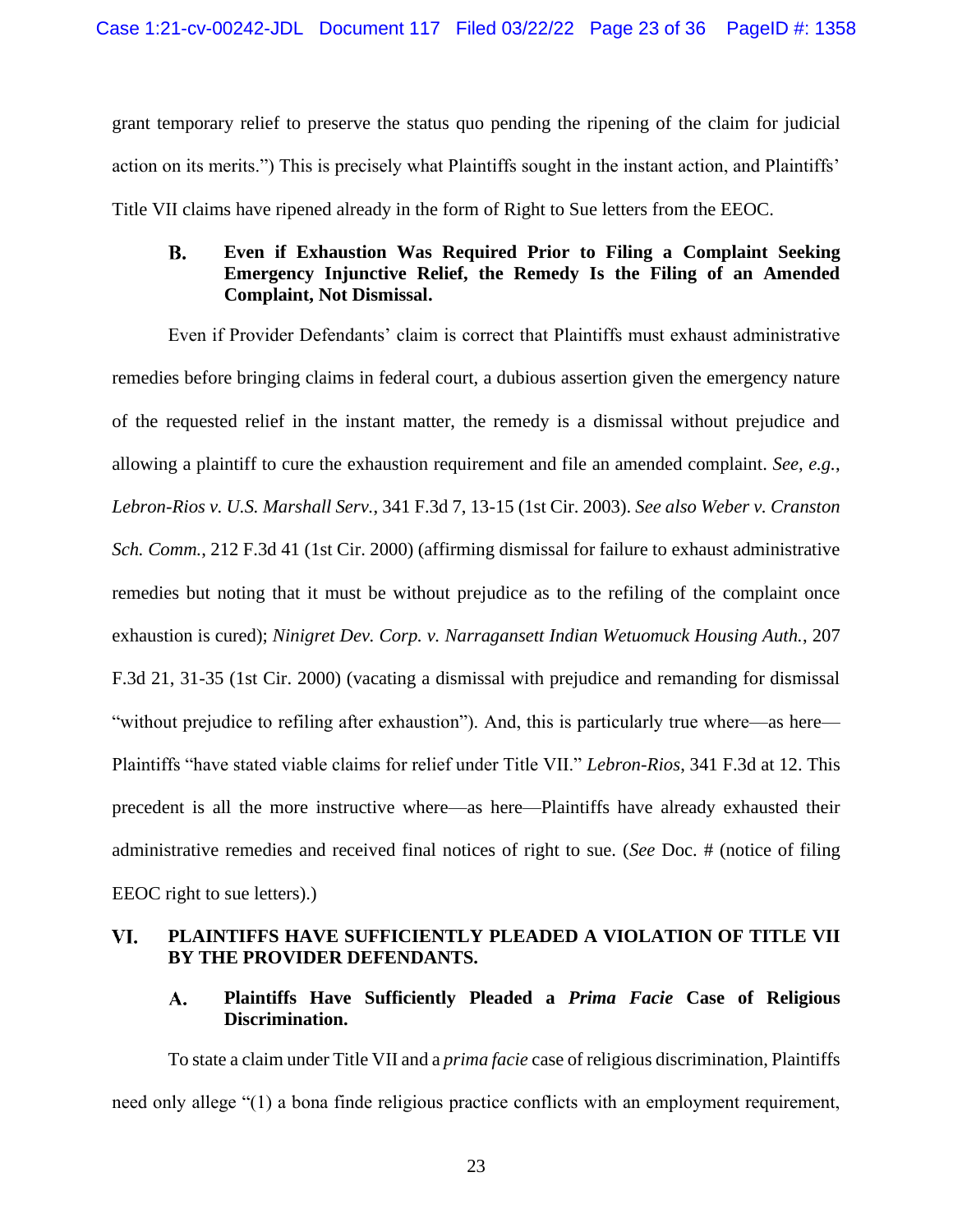grant temporary relief to preserve the status quo pending the ripening of the claim for judicial action on its merits.") This is precisely what Plaintiffs sought in the instant action, and Plaintiffs' Title VII claims have ripened already in the form of Right to Sue letters from the EEOC.

### B. Even if Exhaustion Was Required Prior to Filing a Complaint Seeking Emergency Injunctive Relief, the Remedy Is the Filing of an Amended Complaint, Not Dismissal.

Even if Provider Defendants' claim is correct that Plaintiffs must exhaust administrative remedies before bringing claims in federal court, a dubious assertion given the emergency nature of the requested relief in the instant matter, the remedy is a dismissal without prejudice and allowing a plaintiff to cure the exhaustion requirement and file an amended complaint. *See, e.g.*, *Lebron-Rios v. U.S. Marshall Serv.*, 341 F.3d 7, 13-15 (1st Cir. 2003). *See also Weber v. Cranston Sch. Comm.*, 212 F.3d 41 (1st Cir. 2000) (affirming dismissal for failure to exhaust administrative remedies but noting that it must be without prejudice as to the refiling of the complaint once exhaustion is cured); *Ninigret Dev. Corp. v. Narragansett Indian Wetuomuck Housing Auth.*, 207 F.3d 21, 31-35 (1st Cir. 2000) (vacating a dismissal with prejudice and remanding for dismissal "without prejudice to refiling after exhaustion"). And, this is particularly true where—as here—Plaintiffs "have stated viable claims for relief under Title VII." *Lebron-Rios*, 341 F.3d at 12. This precedent is all the more instructive where—as here—Plaintiffs have already exhausted their administrative remedies and received final notices of right to sue. (*See* Doc. # (notice of filing EEOC right to sue letters).)

## VI. PLAINTIFFS HAVE SUFFICIENTLY PLEADED A VIOLATION OF TITLE VII BY THE PROVIDER DEFENDANTS.

### A. Plaintiffs Have Sufficiently Pleaded a *Prima Facie* Case of Religious Discrimination.

To state a claim under Title VII and a *prima facie* case of religious discrimination, Plaintiffs need only allege "(1) a bona finde religious practice conflicts with an employment requirement,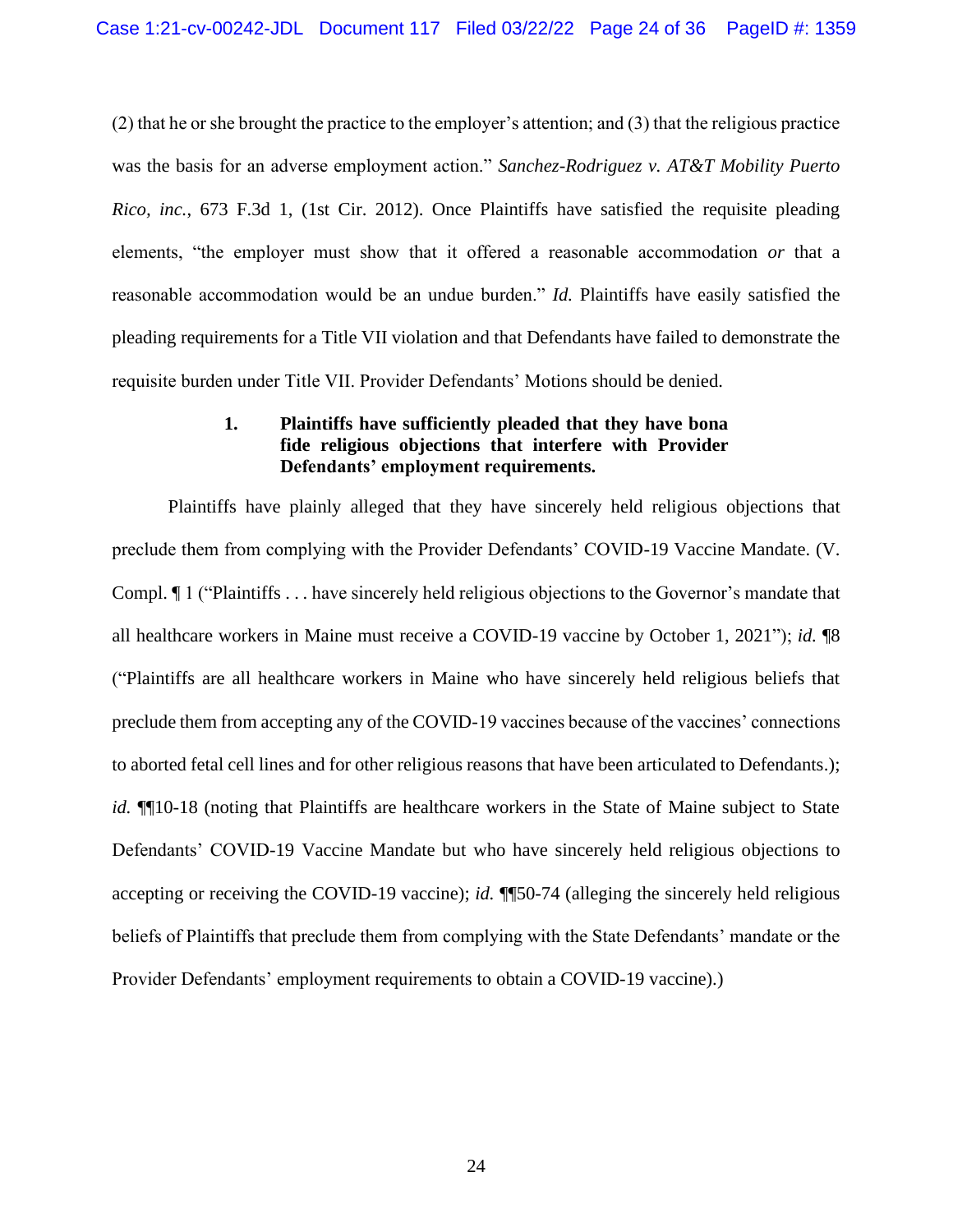(2) that he or she brought the practice to the employer's attention; and (3) that the religious practice was the basis for an adverse employment action." *Sanchez-Rodriguez v. AT&T Mobility Puerto Rico, inc.*, 673 F.3d 1, (1st Cir. 2012). Once Plaintiffs have satisfied the requisite pleading elements, "the employer must show that it offered a reasonable accommodation *or* that a reasonable accommodation would be an undue burden." *Id.* Plaintiffs have easily satisfied the pleading requirements for a Title VII violation and that Defendants have failed to demonstrate the requisite burden under Title VII. Provider Defendants' Motions should be denied.

**1. Plaintiffs have sufficiently pleaded that they have bona fide religious objections that interfere with Provider Defendants' employment requirements.**

Plaintiffs have plainly alleged that they have sincerely held religious objections that preclude them from complying with the Provider Defendants' COVID-19 Vaccine Mandate. (V. Compl. ¶ 1 ("Plaintiffs . . . have sincerely held religious objections to the Governor's mandate that all healthcare workers in Maine must receive a COVID-19 vaccine by October 1, 2021"); *id.* ¶8 ("Plaintiffs are all healthcare workers in Maine who have sincerely held religious beliefs that preclude them from accepting any of the COVID-19 vaccines because of the vaccines' connections to aborted fetal cell lines and for other religious reasons that have been articulated to Defendants.); *id.* ¶¶10-18 (noting that Plaintiffs are healthcare workers in the State of Maine subject to State Defendants' COVID-19 Vaccine Mandate but who have sincerely held religious objections to accepting or receiving the COVID-19 vaccine); *id.* ¶¶50-74 (alleging the sincerely held religious beliefs of Plaintiffs that preclude them from complying with the State Defendants' mandate or the Provider Defendants' employment requirements to obtain a COVID-19 vaccine).)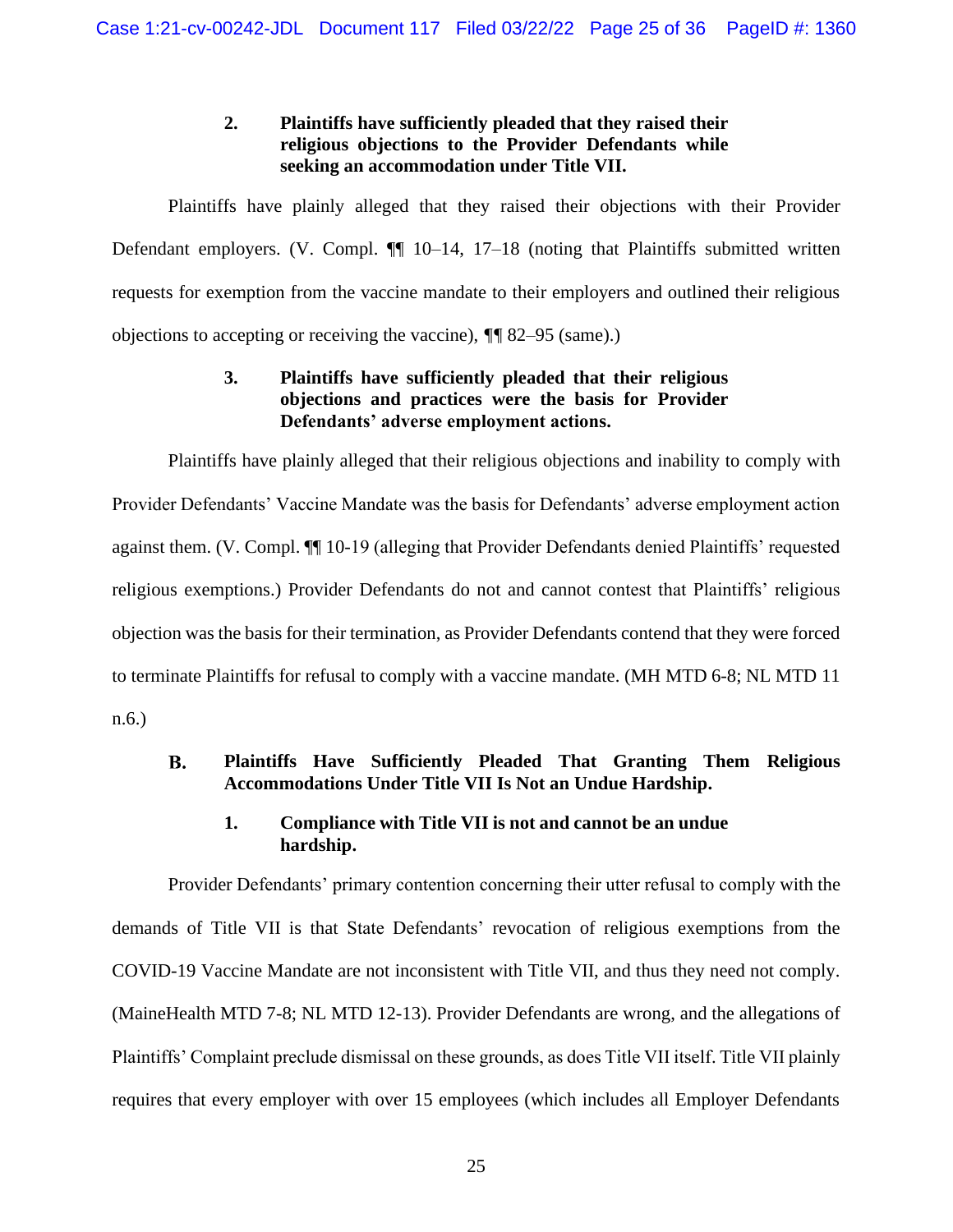### 2. Plaintiffs have sufficiently pleaded that they raised their religious objections to the Provider Defendants while seeking an accommodation under Title VII.

Plaintiffs have plainly alleged that they raised their objections with their Provider Defendant employers. (V. Compl. ¶¶ 10–14, 17–18 (noting that Plaintiffs submitted written requests for exemption from the vaccine mandate to their employers and outlined their religious objections to accepting or receiving the vaccine), ¶¶ 82–95 (same).)

### 3. Plaintiffs have sufficiently pleaded that their religious objections and practices were the basis for Provider Defendants' adverse employment actions.

Plaintiffs have plainly alleged that their religious objections and inability to comply with Provider Defendants' Vaccine Mandate was the basis for Defendants' adverse employment action against them. (V. Compl. ¶¶ 10-19 (alleging that Provider Defendants denied Plaintiffs' requested religious exemptions.) Provider Defendants do not and cannot contest that Plaintiffs' religious objection was the basis for their termination, as Provider Defendants contend that they were forced to terminate Plaintiffs for refusal to comply with a vaccine mandate. (MH MTD 6-8; NL MTD 11 n.6.)

## B. Plaintiffs Have Sufficiently Pleaded That Granting Them Religious Accommodations Under Title VII Is Not an Undue Hardship.

### 1. Compliance with Title VII is not and cannot be an undue hardship.

Provider Defendants' primary contention concerning their utter refusal to comply with the demands of Title VII is that State Defendants' revocation of religious exemptions from the COVID-19 Vaccine Mandate are not inconsistent with Title VII, and thus they need not comply. (MaineHealth MTD 7-8; NL MTD 12-13). Provider Defendants are wrong, and the allegations of Plaintiffs' Complaint preclude dismissal on these grounds, as does Title VII itself. Title VII plainly requires that every employer with over 15 employees (which includes all Employer Defendants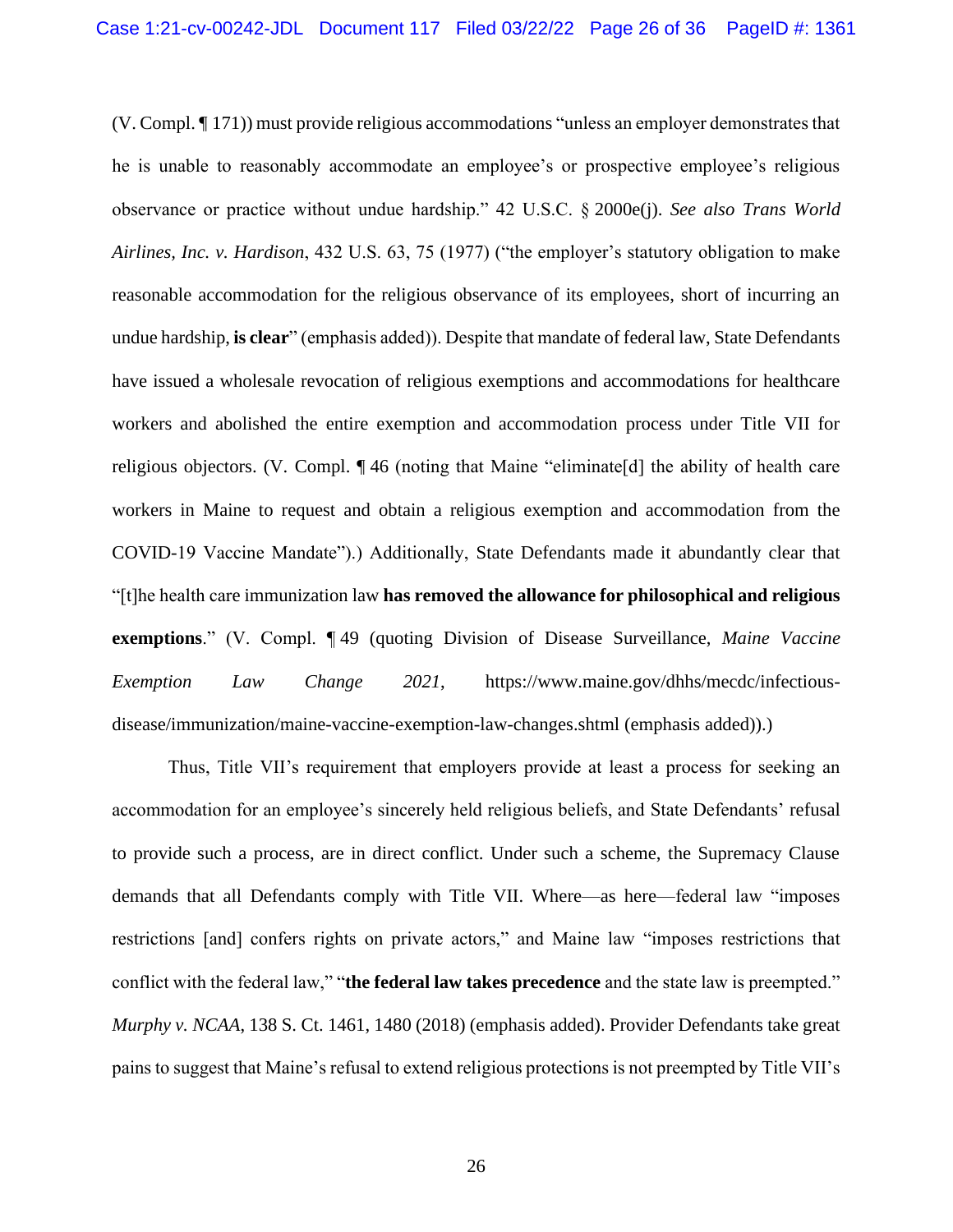(V. Compl. ¶ 171)) must provide religious accommodations "unless an employer demonstrates that he is unable to reasonably accommodate an employee's or prospective employee's religious observance or practice without undue hardship." 42 U.S.C. § 2000e(j). *See also Trans World Airlines, Inc. v. Hardison*, 432 U.S. 63, 75 (1977) ("the employer's statutory obligation to make reasonable accommodation for the religious observance of its employees, short of incurring an undue hardship, **is clear**" (emphasis added)). Despite that mandate of federal law, State Defendants have issued a wholesale revocation of religious exemptions and accommodations for healthcare workers and abolished the entire exemption and accommodation process under Title VII for religious objectors. (V. Compl. ¶ 46 (noting that Maine "eliminate[d] the ability of health care workers in Maine to request and obtain a religious exemption and accommodation from the COVID-19 Vaccine Mandate").) Additionally, State Defendants made it abundantly clear that "[t]he health care immunization law **has removed the allowance for philosophical and religious exemptions**." (V. Compl. ¶ 49 (quoting Division of Disease Surveillance, *Maine Vaccine Exemption Law Change 2021*, https://www.maine.gov/dhhs/mecdc/infectious-disease/immunization/maine-vaccine-exemption-law-changes.shtml (emphasis added)).)

Thus, Title VII's requirement that employers provide at least a process for seeking an accommodation for an employee's sincerely held religious beliefs, and State Defendants' refusal to provide such a process, are in direct conflict. Under such a scheme, the Supremacy Clause demands that all Defendants comply with Title VII. Where—as here—federal law "imposes restrictions [and] confers rights on private actors," and Maine law "imposes restrictions that conflict with the federal law," "**the federal law takes precedence** and the state law is preempted." *Murphy v. NCAA*, 138 S. Ct. 1461, 1480 (2018) (emphasis added). Provider Defendants take great pains to suggest that Maine's refusal to extend religious protections is not preempted by Title VII's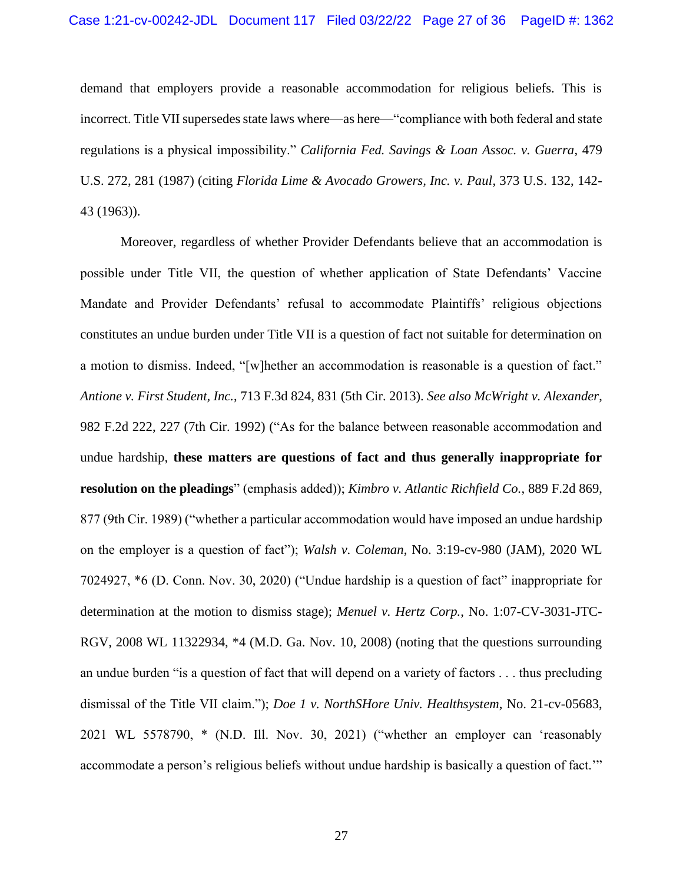demand that employers provide a reasonable accommodation for religious beliefs. This is incorrect. Title VII supersedes state laws where—as here—"compliance with both federal and state regulations is a physical impossibility." *California Fed. Savings & Loan Assoc. v. Guerra*, 479 U.S. 272, 281 (1987) (citing *Florida Lime & Avocado Growers, Inc. v. Paul*, 373 U.S. 132, 142-43 (1963)).

Moreover, regardless of whether Provider Defendants believe that an accommodation is possible under Title VII, the question of whether application of State Defendants' Vaccine Mandate and Provider Defendants' refusal to accommodate Plaintiffs' religious objections constitutes an undue burden under Title VII is a question of fact not suitable for determination on a motion to dismiss. Indeed, "[w]hether an accommodation is reasonable is a question of fact." *Antione v. First Student, Inc.*, 713 F.3d 824, 831 (5th Cir. 2013). *See also McWright v. Alexander*, 982 F.2d 222, 227 (7th Cir. 1992) ("As for the balance between reasonable accommodation and undue hardship, **these matters are questions of fact and thus generally inappropriate for resolution on the pleadings**" (emphasis added)); *Kimbro v. Atlantic Richfield Co.*, 889 F.2d 869, 877 (9th Cir. 1989) ("whether a particular accommodation would have imposed an undue hardship on the employer is a question of fact"); *Walsh v. Coleman*, No. 3:19-cv-980 (JAM), 2020 WL 7024927, *6 (D. Conn. Nov. 30, 2020) ("Undue hardship is a question of fact" inappropriate for determination at the motion to dismiss stage); *Menuel v. Hertz Corp.*, No. 1:07-CV-3031-JTC-RGV, 2008 WL 11322934, *4 (M.D. Ga. Nov. 10, 2008) (noting that the questions surrounding an undue burden "is a question of fact that will depend on a variety of factors . . . thus precluding dismissal of the Title VII claim."); *Doe 1 v. NorthSHore Univ. Healthsystem*, No. 21-cv-05683, 2021 WL 5578790, * (N.D. Ill. Nov. 30, 2021) ("whether an employer can 'reasonably accommodate a person's religious beliefs without undue hardship is basically a question of fact.'"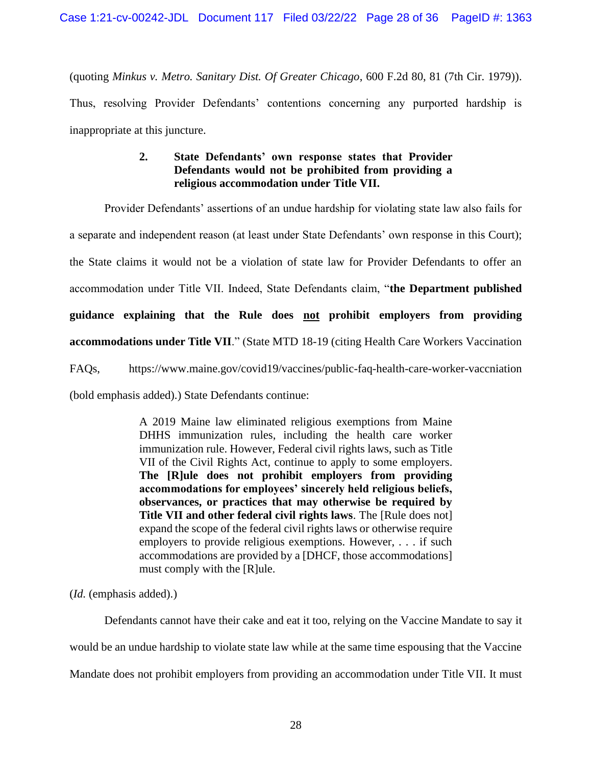(quoting *Minkus v. Metro. Sanitary Dist. Of Greater Chicago*, 600 F.2d 80, 81 (7th Cir. 1979)). Thus, resolving Provider Defendants' contentions concerning any purported hardship is inappropriate at this juncture.

### 2. State Defendants' own response states that Provider Defendants would not be prohibited from providing a religious accommodation under Title VII.

Provider Defendants' assertions of an undue hardship for violating state law also fails for a separate and independent reason (at least under State Defendants' own response in this Court); the State claims it would not be a violation of state law for Provider Defendants to offer an accommodation under Title VII. Indeed, State Defendants claim, "**the Department published guidance explaining that the Rule does <u>not</u> prohibit employers from providing accommodations under Title VII**." (State MTD 18-19 (citing Health Care Workers Vaccination FAQs, https://www.maine.gov/covid19/vaccines/public-faq-health-care-worker-vaccniation (bold emphasis added).) State Defendants continue:

> A 2019 Maine law eliminated religious exemptions from Maine DHHS immunization rules, including the health care worker immunization rule. However, Federal civil rights laws, such as Title VII of the Civil Rights Act, continue to apply to some employers. **The [R]ule does not prohibit employers from providing accommodations for employees' sincerely held religious beliefs, observances, or practices that may otherwise be required by Title VII and other federal civil rights laws**. The [Rule does not] expand the scope of the federal civil rights laws or otherwise require employers to provide religious exemptions. However, . . . if such accommodations are provided by a [DHCF, those accommodations] must comply with the [R]ule.

(*Id.* (emphasis added).)

Defendants cannot have their cake and eat it too, relying on the Vaccine Mandate to say it would be an undue hardship to violate state law while at the same time espousing that the Vaccine Mandate does not prohibit employers from providing an accommodation under Title VII. It must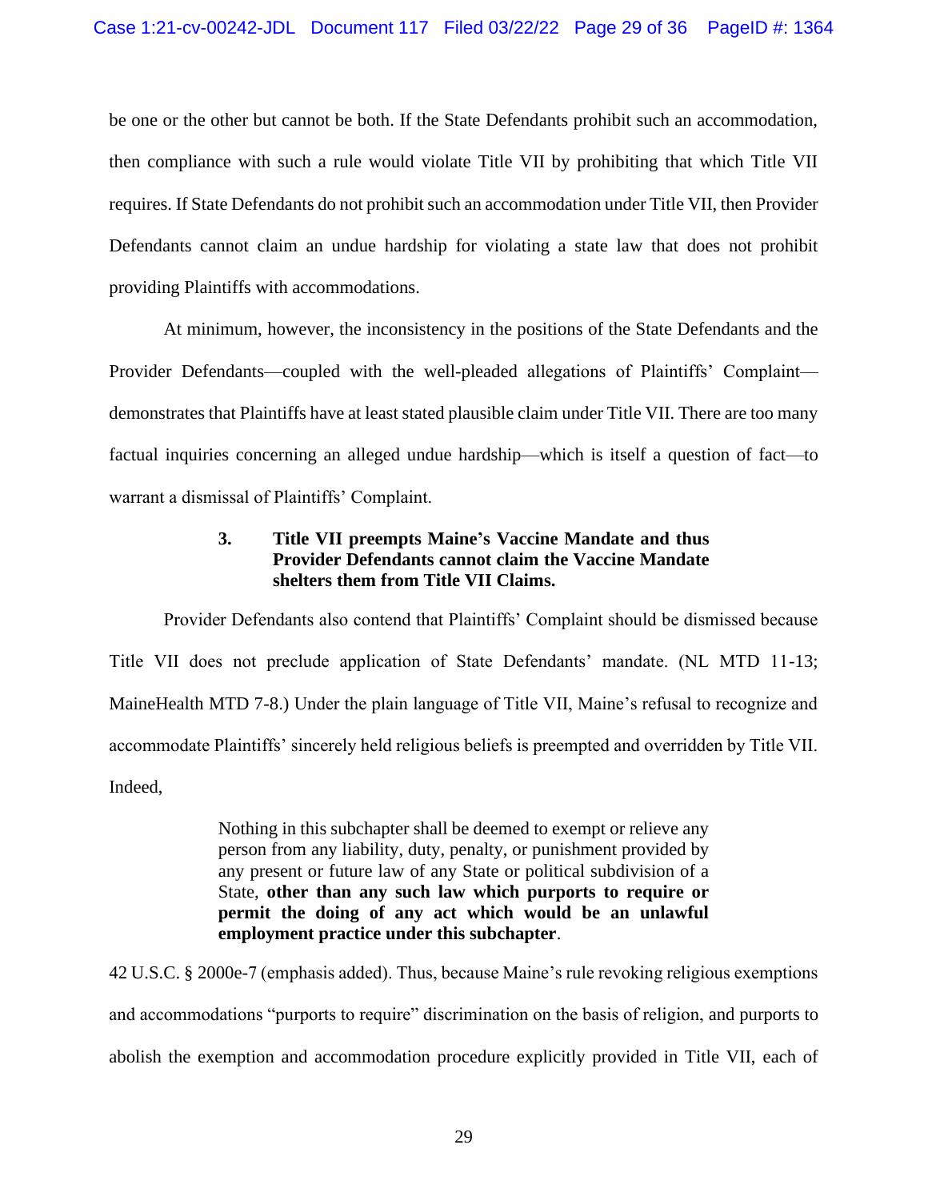be one or the other but cannot be both. If the State Defendants prohibit such an accommodation, then compliance with such a rule would violate Title VII by prohibiting that which Title VII requires. If State Defendants do not prohibit such an accommodation under Title VII, then Provider Defendants cannot claim an undue hardship for violating a state law that does not prohibit providing Plaintiffs with accommodations.

At minimum, however, the inconsistency in the positions of the State Defendants and the Provider Defendants—coupled with the well-pleaded allegations of Plaintiffs' Complaint—demonstrates that Plaintiffs have at least stated plausible claim under Title VII. There are too many factual inquiries concerning an alleged undue hardship—which is itself a question of fact—to warrant a dismissal of Plaintiffs' Complaint.

#### 3. Title VII preempts Maine's Vaccine Mandate and thus Provider Defendants cannot claim the Vaccine Mandate shelters them from Title VII Claims.

Provider Defendants also contend that Plaintiffs' Complaint should be dismissed because Title VII does not preclude application of State Defendants' mandate. (NL MTD 11-13; MaineHealth MTD 7-8.) Under the plain language of Title VII, Maine's refusal to recognize and accommodate Plaintiffs' sincerely held religious beliefs is preempted and overridden by Title VII. Indeed,

> Nothing in this subchapter shall be deemed to exempt or relieve any person from any liability, duty, penalty, or punishment provided by any present or future law of any State or political subdivision of a State, **other than any such law which purports to require or permit the doing of any act which would be an unlawful employment practice under this subchapter**.

42 U.S.C. § 2000e-7 (emphasis added). Thus, because Maine's rule revoking religious exemptions and accommodations "purports to require" discrimination on the basis of religion, and purports to abolish the exemption and accommodation procedure explicitly provided in Title VII, each of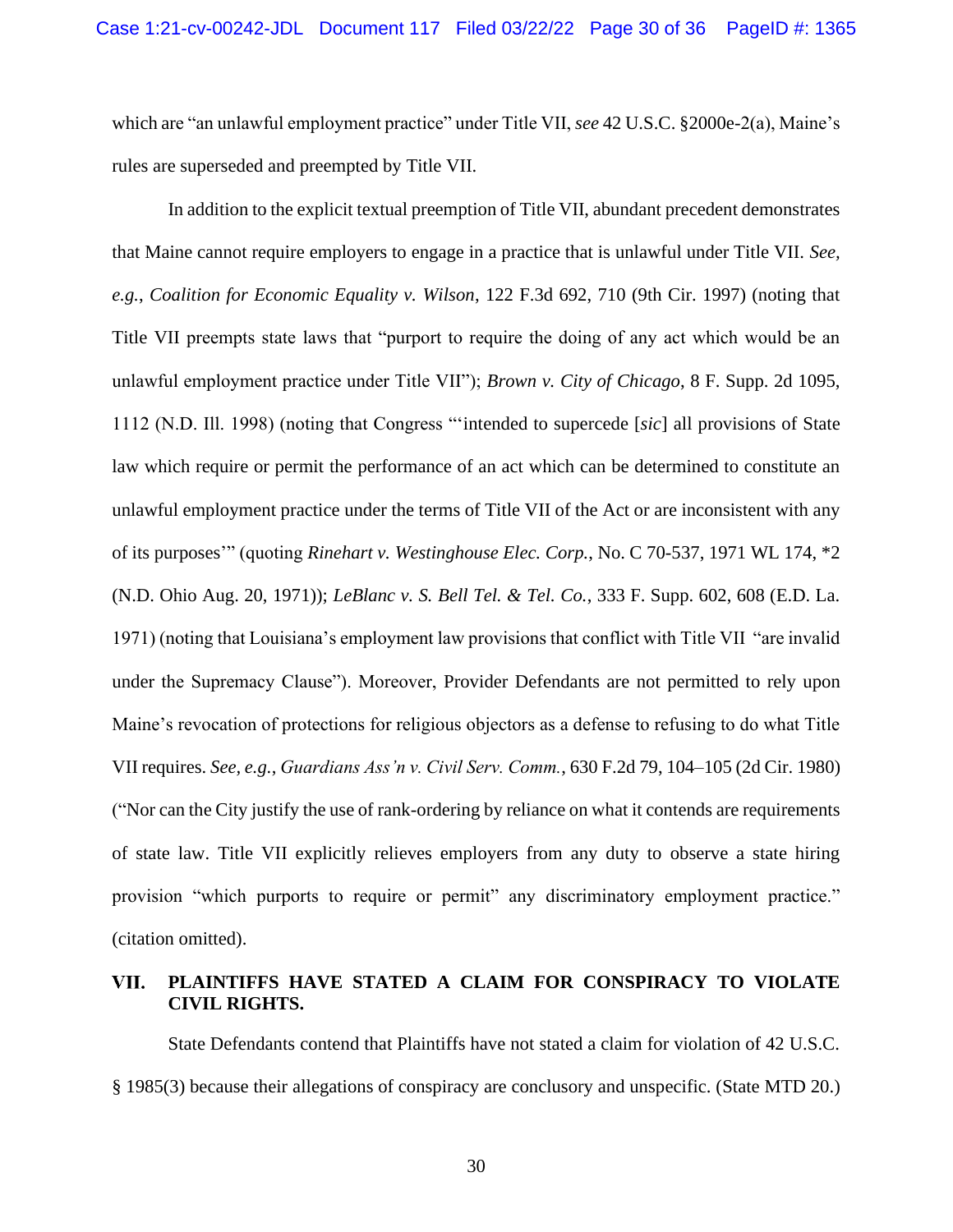which are "an unlawful employment practice" under Title VII, *see* 42 U.S.C. §2000e-2(a), Maine's rules are superseded and preempted by Title VII.

In addition to the explicit textual preemption of Title VII, abundant precedent demonstrates that Maine cannot require employers to engage in a practice that is unlawful under Title VII. *See, e.g.*, *Coalition for Economic Equality v. Wilson*, 122 F.3d 692, 710 (9th Cir. 1997) (noting that Title VII preempts state laws that "purport to require the doing of any act which would be an unlawful employment practice under Title VII"); *Brown v. City of Chicago*, 8 F. Supp. 2d 1095, 1112 (N.D. Ill. 1998) (noting that Congress "'intended to supercede [*sic*] all provisions of State law which require or permit the performance of an act which can be determined to constitute an unlawful employment practice under the terms of Title VII of the Act or are inconsistent with any of its purposes'" (quoting *Rinehart v. Westinghouse Elec. Corp.*, No. C 70-537, 1971 WL 174, *2 (N.D. Ohio Aug. 20, 1971)); *LeBlanc v. S. Bell Tel. & Tel. Co.*, 333 F. Supp. 602, 608 (E.D. La. 1971) (noting that Louisiana's employment law provisions that conflict with Title VII "are invalid under the Supremacy Clause"). Moreover, Provider Defendants are not permitted to rely upon Maine's revocation of protections for religious objectors as a defense to refusing to do what Title VII requires. *See, e.g.*, *Guardians Ass'n v. Civil Serv. Comm.*, 630 F.2d 79, 104–105 (2d Cir. 1980) ("Nor can the City justify the use of rank-ordering by reliance on what it contends are requirements of state law. Title VII explicitly relieves employers from any duty to observe a state hiring provision "which purports to require or permit" any discriminatory employment practice." (citation omitted).

## VII. PLAINTIFFS HAVE STATED A CLAIM FOR CONSPIRACY TO VIOLATE CIVIL RIGHTS.

State Defendants contend that Plaintiffs have not stated a claim for violation of 42 U.S.C. § 1985(3) because their allegations of conspiracy are conclusory and unspecific. (State MTD 20.)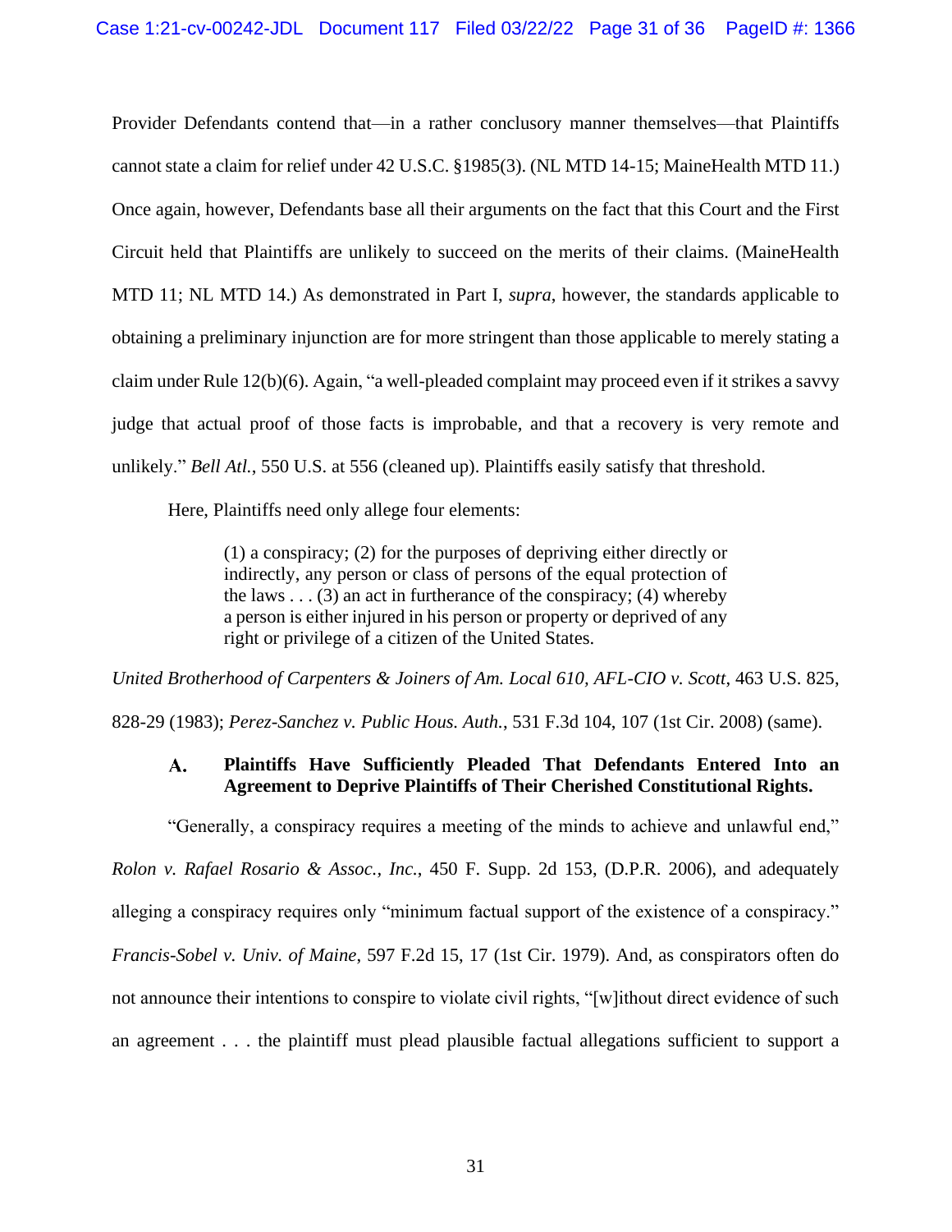Provider Defendants contend that—in a rather conclusory manner themselves—that Plaintiffs cannot state a claim for relief under 42 U.S.C. §1985(3). (NL MTD 14-15; MaineHealth MTD 11.) Once again, however, Defendants base all their arguments on the fact that this Court and the First Circuit held that Plaintiffs are unlikely to succeed on the merits of their claims. (MaineHealth MTD 11; NL MTD 14.) As demonstrated in Part I, *supra*, however, the standards applicable to obtaining a preliminary injunction are for more stringent than those applicable to merely stating a claim under Rule 12(b)(6). Again, "a well-pleaded complaint may proceed even if it strikes a savvy judge that actual proof of those facts is improbable, and that a recovery is very remote and unlikely." *Bell Atl.*, 550 U.S. at 556 (cleaned up). Plaintiffs easily satisfy that threshold.

Here, Plaintiffs need only allege four elements:

> (1) a conspiracy; (2) for the purposes of depriving either directly or indirectly, any person or class of persons of the equal protection of the laws . . . (3) an act in furtherance of the conspiracy; (4) whereby a person is either injured in his person or property or deprived of any right or privilege of a citizen of the United States.

*United Brotherhood of Carpenters & Joiners of Am. Local 610, AFL-CIO v. Scott*, 463 U.S. 825, 828-29 (1983); *Perez-Sanchez v. Public Hous. Auth.*, 531 F.3d 104, 107 (1st Cir. 2008) (same).

### A. Plaintiffs Have Sufficiently Pleaded That Defendants Entered Into an Agreement to Deprive Plaintiffs of Their Cherished Constitutional Rights.

"Generally, a conspiracy requires a meeting of the minds to achieve and unlawful end," *Rolon v. Rafael Rosario & Assoc., Inc.*, 450 F. Supp. 2d 153, (D.P.R. 2006), and adequately alleging a conspiracy requires only "minimum factual support of the existence of a conspiracy." *Francis-Sobel v. Univ. of Maine*, 597 F.2d 15, 17 (1st Cir. 1979). And, as conspirators often do not announce their intentions to conspire to violate civil rights, "[w]ithout direct evidence of such an agreement . . . the plaintiff must plead plausible factual allegations sufficient to support a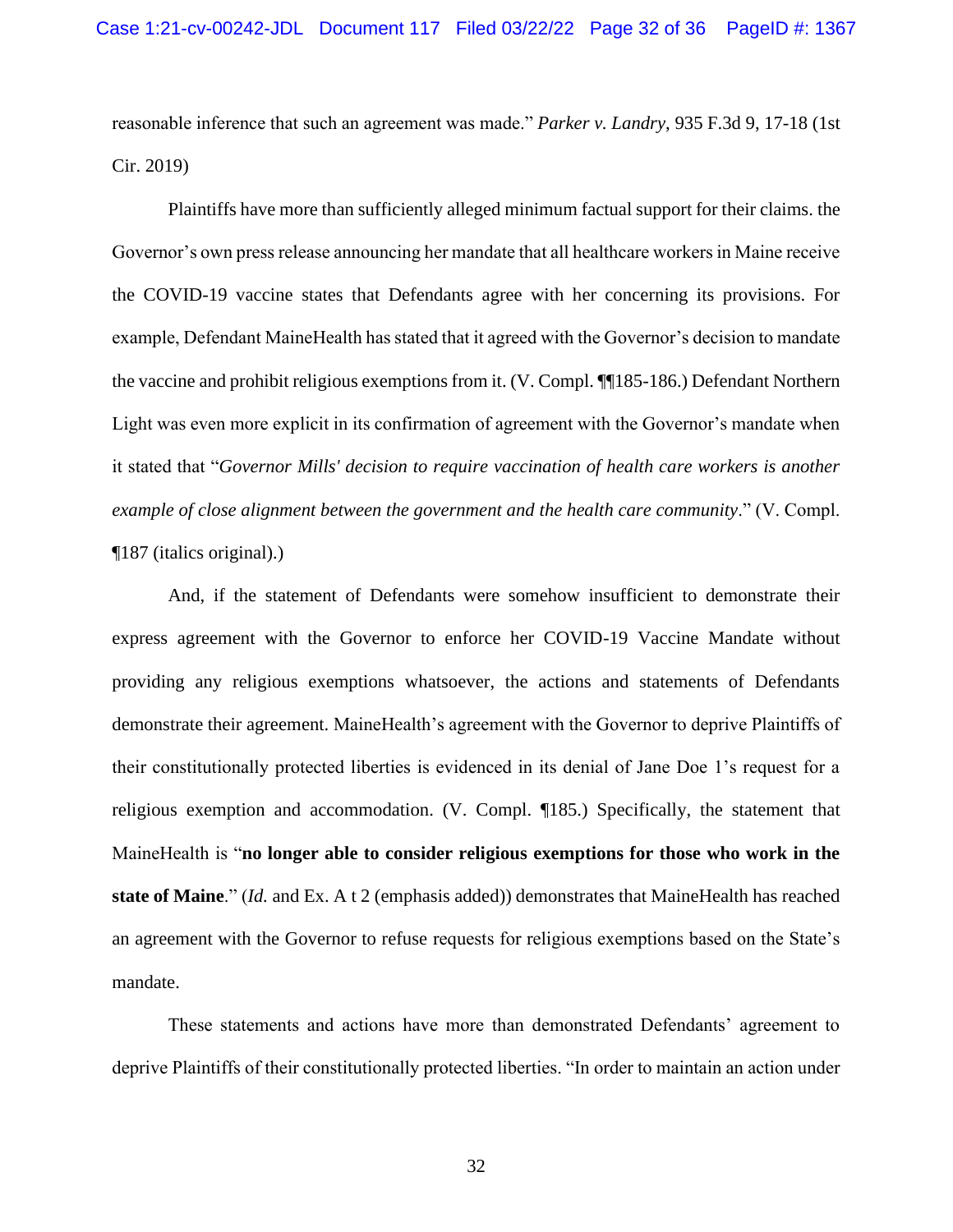reasonable inference that such an agreement was made." *Parker v. Landry*, 935 F.3d 9, 17-18 (1st Cir. 2019)

Plaintiffs have more than sufficiently alleged minimum factual support for their claims. the Governor's own press release announcing her mandate that all healthcare workers in Maine receive the COVID-19 vaccine states that Defendants agree with her concerning its provisions. For example, Defendant MaineHealth has stated that it agreed with the Governor's decision to mandate the vaccine and prohibit religious exemptions from it. (V. Compl. ¶¶185-186.) Defendant Northern Light was even more explicit in its confirmation of agreement with the Governor's mandate when it stated that "*Governor Mills' decision to require vaccination of health care workers is another example of close alignment between the government and the health care community*." (V. Compl. ¶187 (italics original).)

And, if the statement of Defendants were somehow insufficient to demonstrate their express agreement with the Governor to enforce her COVID-19 Vaccine Mandate without providing any religious exemptions whatsoever, the actions and statements of Defendants demonstrate their agreement. MaineHealth's agreement with the Governor to deprive Plaintiffs of their constitutionally protected liberties is evidenced in its denial of Jane Doe 1's request for a religious exemption and accommodation. (V. Compl. ¶185.) Specifically, the statement that MaineHealth is "**no longer able to consider religious exemptions for those who work in the state of Maine**." (*Id.* and Ex. A t 2 (emphasis added)) demonstrates that MaineHealth has reached an agreement with the Governor to refuse requests for religious exemptions based on the State's mandate.

These statements and actions have more than demonstrated Defendants' agreement to deprive Plaintiffs of their constitutionally protected liberties. "In order to maintain an action under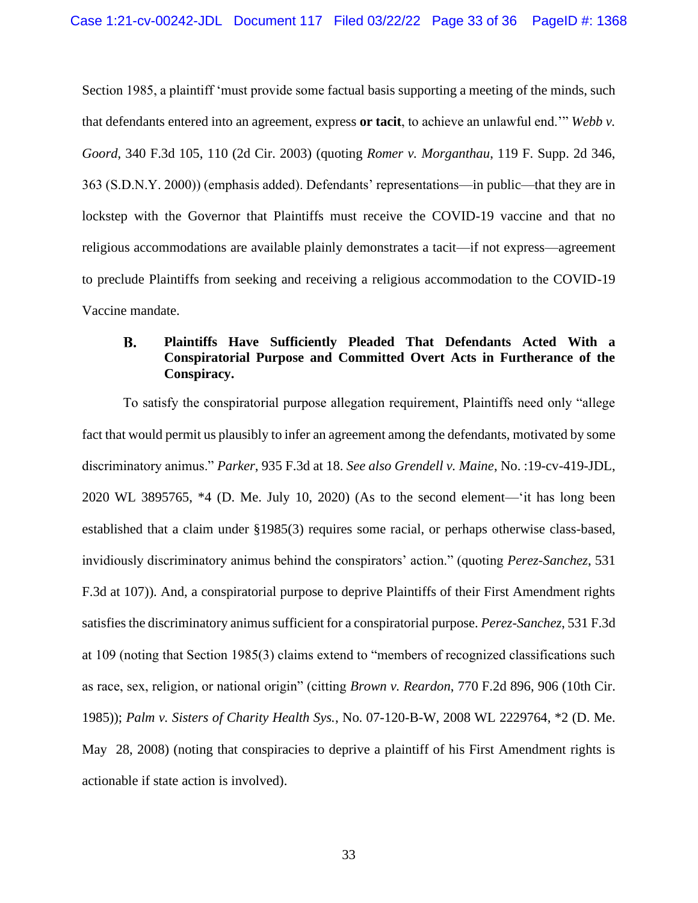Section 1985, a plaintiff 'must provide some factual basis supporting a meeting of the minds, such that defendants entered into an agreement, express **or tacit**, to achieve an unlawful end.'" *Webb v. Goord*, 340 F.3d 105, 110 (2d Cir. 2003) (quoting *Romer v. Morganthau*, 119 F. Supp. 2d 346, 363 (S.D.N.Y. 2000)) (emphasis added). Defendants' representations—in public—that they are in lockstep with the Governor that Plaintiffs must receive the COVID-19 vaccine and that no religious accommodations are available plainly demonstrates a tacit—if not express—agreement to preclude Plaintiffs from seeking and receiving a religious accommodation to the COVID-19 Vaccine mandate.

### B. Plaintiffs Have Sufficiently Pleaded That Defendants Acted With a Conspiratorial Purpose and Committed Overt Acts in Furtherance of the Conspiracy.

To satisfy the conspiratorial purpose allegation requirement, Plaintiffs need only "allege fact that would permit us plausibly to infer an agreement among the defendants, motivated by some discriminatory animus." *Parker*, 935 F.3d at 18. *See also Grendell v. Maine*, No. :19-cv-419-JDL, 2020 WL 3895765, *4 (D. Me. July 10, 2020) (As to the second element—'it has long been established that a claim under §1985(3) requires some racial, or perhaps otherwise class-based, invidiously discriminatory animus behind the conspirators' action." (quoting *Perez-Sanchez*, 531 F.3d at 107)). And, a conspiratorial purpose to deprive Plaintiffs of their First Amendment rights satisfies the discriminatory animus sufficient for a conspiratorial purpose. *Perez-Sanchez*, 531 F.3d at 109 (noting that Section 1985(3) claims extend to "members of recognized classifications such as race, sex, religion, or national origin" (citting *Brown v. Reardon*, 770 F.2d 896, 906 (10th Cir. 1985)); *Palm v. Sisters of Charity Health Sys.*, No. 07-120-B-W, 2008 WL 2229764, *2 (D. Me. May 28, 2008) (noting that conspiracies to deprive a plaintiff of his First Amendment rights is actionable if state action is involved).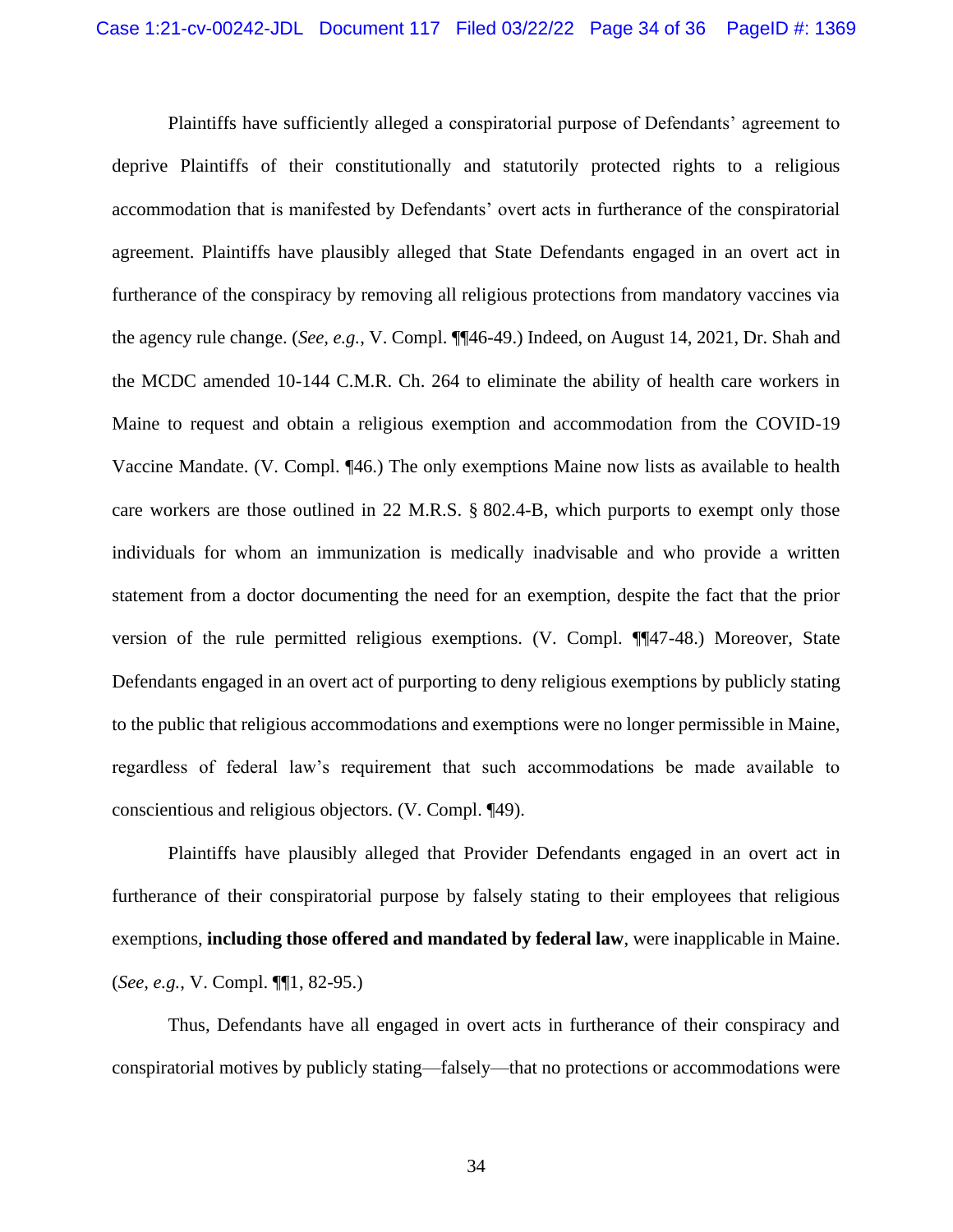Plaintiffs have sufficiently alleged a conspiratorial purpose of Defendants' agreement to deprive Plaintiffs of their constitutionally and statutorily protected rights to a religious accommodation that is manifested by Defendants' overt acts in furtherance of the conspiratorial agreement. Plaintiffs have plausibly alleged that State Defendants engaged in an overt act in furtherance of the conspiracy by removing all religious protections from mandatory vaccines via the agency rule change. (*See*, *e.g.*, V. Compl. ¶¶46-49.) Indeed, on August 14, 2021, Dr. Shah and the MCDC amended 10-144 C.M.R. Ch. 264 to eliminate the ability of health care workers in Maine to request and obtain a religious exemption and accommodation from the COVID-19 Vaccine Mandate. (V. Compl. ¶46.) The only exemptions Maine now lists as available to health care workers are those outlined in 22 M.R.S. § 802.4-B, which purports to exempt only those individuals for whom an immunization is medically inadvisable and who provide a written statement from a doctor documenting the need for an exemption, despite the fact that the prior version of the rule permitted religious exemptions. (V. Compl. ¶¶47-48.) Moreover, State Defendants engaged in an overt act of purporting to deny religious exemptions by publicly stating to the public that religious accommodations and exemptions were no longer permissible in Maine, regardless of federal law's requirement that such accommodations be made available to conscientious and religious objectors. (V. Compl. ¶49).

Plaintiffs have plausibly alleged that Provider Defendants engaged in an overt act in furtherance of their conspiratorial purpose by falsely stating to their employees that religious exemptions, **including those offered and mandated by federal law**, were inapplicable in Maine. (*See*, *e.g.*, V. Compl. ¶¶1, 82-95.)

Thus, Defendants have all engaged in overt acts in furtherance of their conspiracy and conspiratorial motives by publicly stating—falsely—that no protections or accommodations were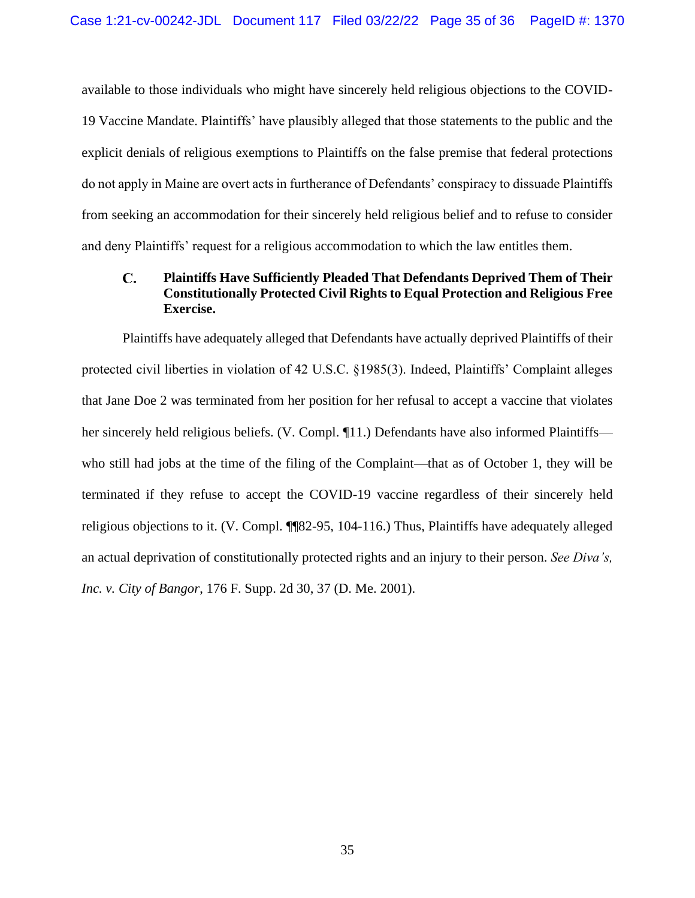available to those individuals who might have sincerely held religious objections to the COVID-19 Vaccine Mandate. Plaintiffs' have plausibly alleged that those statements to the public and the explicit denials of religious exemptions to Plaintiffs on the false premise that federal protections do not apply in Maine are overt acts in furtherance of Defendants' conspiracy to dissuade Plaintiffs from seeking an accommodation for their sincerely held religious belief and to refuse to consider and deny Plaintiffs' request for a religious accommodation to which the law entitles them.

### C. Plaintiffs Have Sufficiently Pleaded That Defendants Deprived Them of Their Constitutionally Protected Civil Rights to Equal Protection and Religious Free Exercise.

Plaintiffs have adequately alleged that Defendants have actually deprived Plaintiffs of their protected civil liberties in violation of 42 U.S.C. §1985(3). Indeed, Plaintiffs' Complaint alleges that Jane Doe 2 was terminated from her position for her refusal to accept a vaccine that violates her sincerely held religious beliefs. (V. Compl. ¶11.) Defendants have also informed Plaintiffs—who still had jobs at the time of the filing of the Complaint—that as of October 1, they will be terminated if they refuse to accept the COVID-19 vaccine regardless of their sincerely held religious objections to it. (V. Compl. ¶¶82-95, 104-116.) Thus, Plaintiffs have adequately alleged an actual deprivation of constitutionally protected rights and an injury to their person. *See Diva's, Inc. v. City of Bangor*, 176 F. Supp. 2d 30, 37 (D. Me. 2001).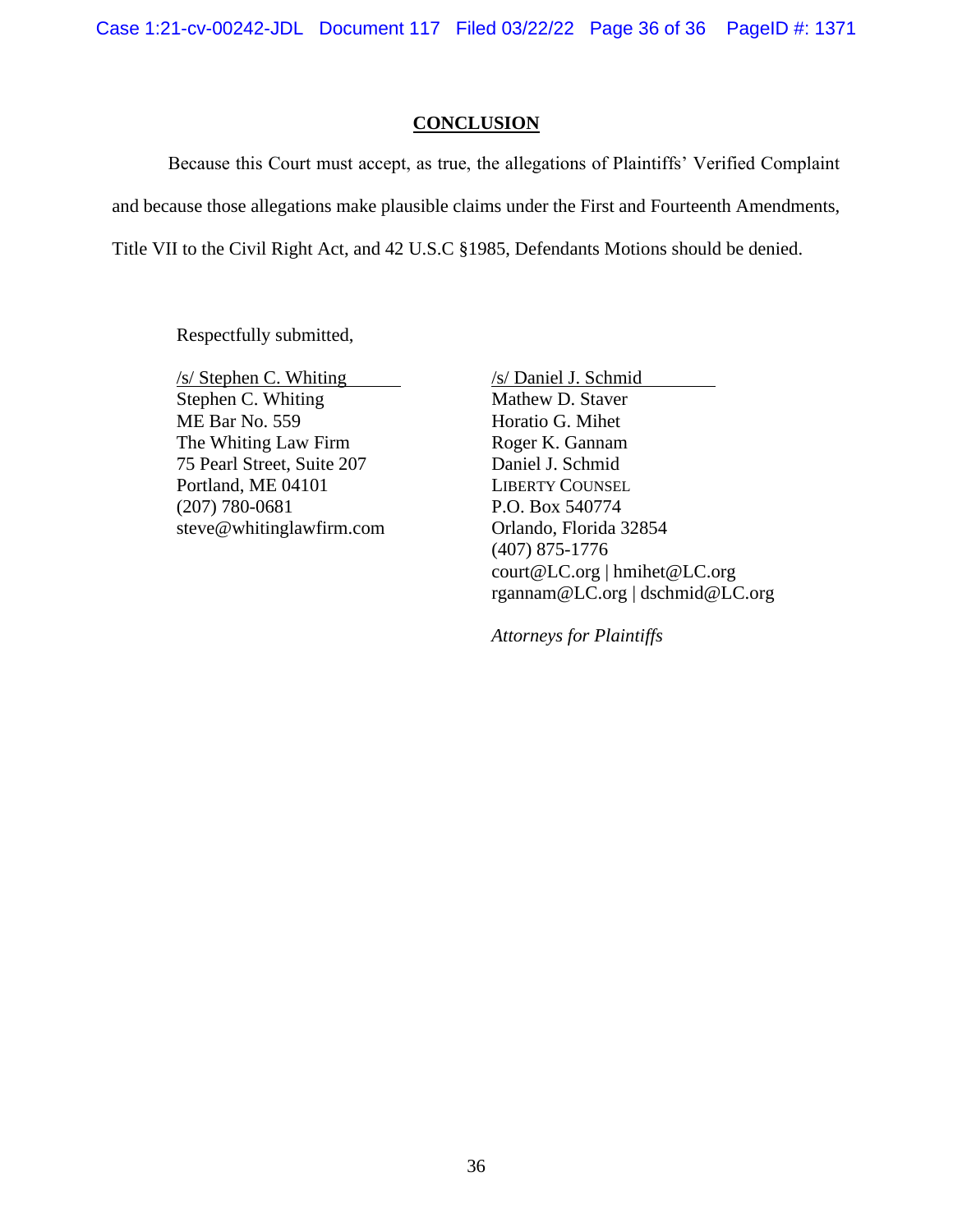## CONCLUSION

Because this Court must accept, as true, the allegations of Plaintiffs' Verified Complaint and because those allegations make plausible claims under the First and Fourteenth Amendments, Title VII to the Civil Right Act, and 42 U.S.C §1985, Defendants Motions should be denied.

Respectfully submitted,

/s/ Stephen C. Whiting
Stephen C. Whiting
ME Bar No. 559
The Whiting Law Firm
75 Pearl Street, Suite 207
Portland, ME 04101
(207) 780-0681
steve@whitinglawfirm.com

/s/ Daniel J. Schmid
Mathew D. Staver
Horatio G. Mihet
Roger K. Gannam
Daniel J. Schmid
LIBERTY COUNSEL
P.O. Box 540774
Orlando, Florida 32854
(407) 875-1776
court@LC.org | hmihet@LC.org
rgannam@LC.org | dschmid@LC.org

*Attorneys for Plaintiffs*